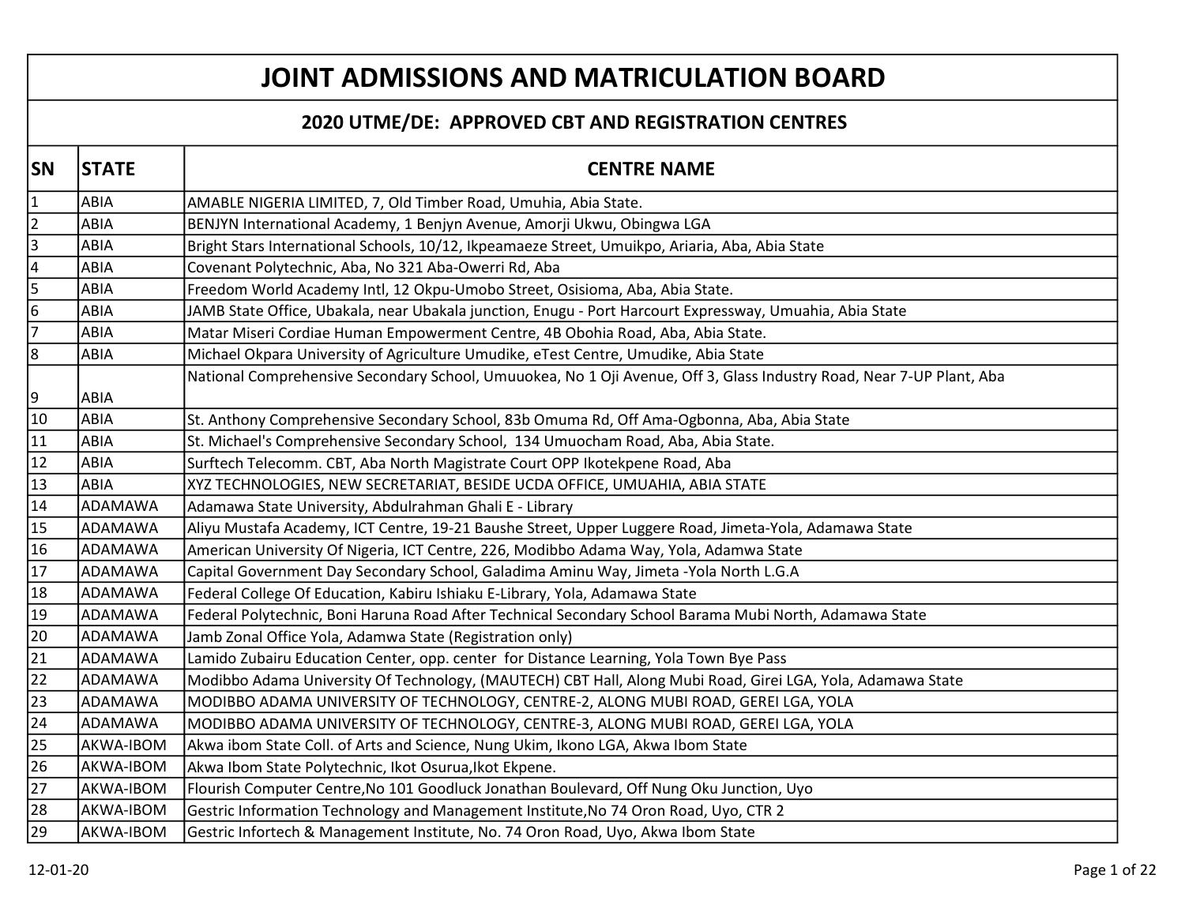# JOINT ADMISSIONS AND MATRICULATION BOARD

## 2020 UTME/DE: APPROVED CBT AND REGISTRATION CENTRES

| SN | STATE | CENTRE NAME |
|---|---|---|
| 1 | ABIA | AMABLE NIGERIA LIMITED, 7, Old Timber Road, Umuhia, Abia State. |
| 2 | ABIA | BENJYN International Academy, 1 Benjyn Avenue, Amorji Ukwu, Obingwa LGA |
| 3 | ABIA | Bright Stars International Schools, 10/12, Ikpeamaeze Street, Umuikpo, Ariaria, Aba, Abia State |
| 4 | ABIA | Covenant Polytechnic, Aba, No 321 Aba-Owerri Rd, Aba |
| 5 | ABIA | Freedom World Academy Intl, 12 Okpu-Umobo Street, Osisioma, Aba, Abia State. |
| 6 | ABIA | JAMB State Office, Ubakala, near Ubakala junction, Enugu - Port Harcourt Expressway, Umuahia, Abia State |
| 7 | ABIA | Matar Miseri Cordiae Human Empowerment Centre, 4B Obohia Road, Aba, Abia State. |
| 8 | ABIA | Michael Okpara University of Agriculture Umudike, eTest Centre, Umudike, Abia State |
| 9 | ABIA | National Comprehensive Secondary School, Umuuokea, No 1 Oji Avenue, Off 3, Glass Industry Road, Near 7-UP Plant, Aba |
| 10 | ABIA | St. Anthony Comprehensive Secondary School, 83b Omuma Rd, Off Ama-Ogbonna, Aba, Abia State |
| 11 | ABIA | St. Michael's Comprehensive Secondary School, 134 Umuocham Road, Aba, Abia State. |
| 12 | ABIA | Surftech Telecomm. CBT, Aba North Magistrate Court OPP Ikotekpene Road, Aba |
| 13 | ABIA | XYZ TECHNOLOGIES, NEW SECRETARIAT, BESIDE UCDA OFFICE, UMUAHIA, ABIA STATE |
| 14 | ADAMAWA | Adamawa State University, Abdulrahman Ghali E - Library |
| 15 | ADAMAWA | Aliyu Mustafa Academy, ICT Centre, 19-21 Baushe Street, Upper Luggere Road, Jimeta-Yola, Adamawa State |
| 16 | ADAMAWA | American University Of Nigeria, ICT Centre, 226, Modibbo Adama Way, Yola, Adamwa State |
| 17 | ADAMAWA | Capital Government Day Secondary School, Galadima Aminu Way, Jimeta -Yola North L.G.A |
| 18 | ADAMAWA | Federal College Of Education, Kabiru Ishiaku E-Library, Yola, Adamawa State |
| 19 | ADAMAWA | Federal Polytechnic, Boni Haruna Road After Technical Secondary School Barama Mubi North, Adamawa State |
| 20 | ADAMAWA | Jamb Zonal Office Yola, Adamwa State (Registration only) |
| 21 | ADAMAWA | Lamido Zubairu Education Center, opp. center for Distance Learning, Yola Town Bye Pass |
| 22 | ADAMAWA | Modibbo Adama University Of Technology, (MAUTECH) CBT Hall, Along Mubi Road, Girei LGA, Yola, Adamawa State |
| 23 | ADAMAWA | MODIBBO ADAMA UNIVERSITY OF TECHNOLOGY, CENTRE-2, ALONG MUBI ROAD, GEREI LGA, YOLA |
| 24 | ADAMAWA | MODIBBO ADAMA UNIVERSITY OF TECHNOLOGY, CENTRE-3, ALONG MUBI ROAD, GEREI LGA, YOLA |
| 25 | AKWA-IBOM | Akwa ibom State Coll. of Arts and Science, Nung Ukim, Ikono LGA, Akwa Ibom State |
| 26 | AKWA-IBOM | Akwa Ibom State Polytechnic, Ikot Osurua,Ikot Ekpene. |
| 27 | AKWA-IBOM | Flourish Computer Centre,No 101 Goodluck Jonathan Boulevard, Off Nung Oku Junction, Uyo |
| 28 | AKWA-IBOM | Gestric Information Technology and Management Institute,No 74 Oron Road, Uyo, CTR 2 |
| 29 | AKWA-IBOM | Gestric Infortech & Management Institute, No. 74 Oron Road, Uyo, Akwa Ibom State |

12-01-20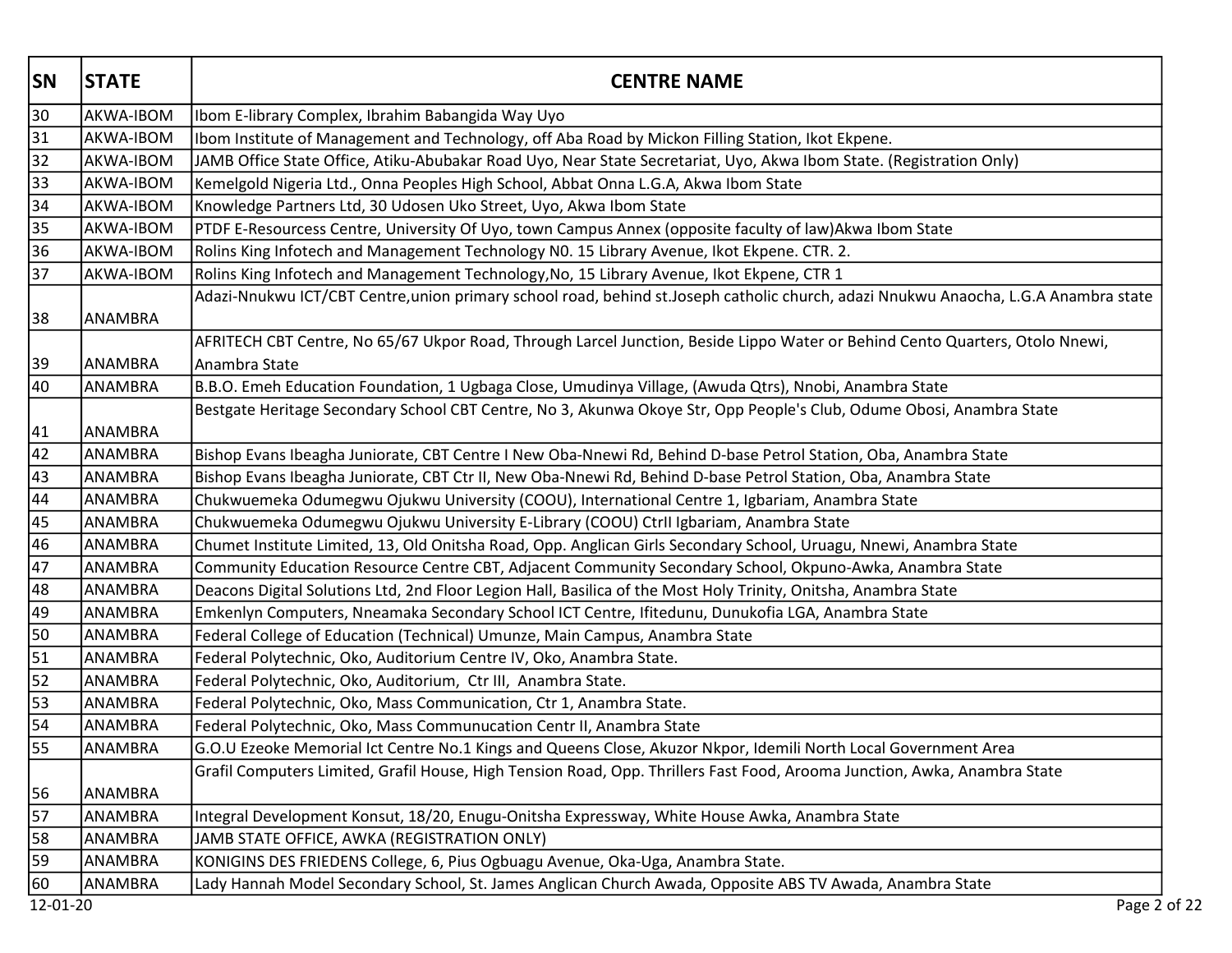| SN | STATE | CENTRE NAME |
|---|---|---|
| 30 | AKWA-IBOM | Ibom E-library Complex, Ibrahim Babangida Way Uyo |
| 31 | AKWA-IBOM | Ibom Institute of Management and Technology, off Aba Road by Mickon Filling Station, Ikot Ekpene. |
| 32 | AKWA-IBOM | JAMB Office State Office, Atiku-Abubakar Road Uyo, Near State Secretariat, Uyo, Akwa Ibom State. (Registration Only) |
| 33 | AKWA-IBOM | Kemelgold Nigeria Ltd., Onna Peoples High School, Abbat Onna L.G.A, Akwa Ibom State |
| 34 | AKWA-IBOM | Knowledge Partners Ltd, 30 Udosen Uko Street, Uyo, Akwa Ibom State |
| 35 | AKWA-IBOM | PTDF E-Resourcess Centre, University Of Uyo, town Campus Annex (opposite faculty of law)Akwa Ibom State |
| 36 | AKWA-IBOM | Rolins King Infotech and Management Technology N0. 15 Library Avenue, Ikot Ekpene. CTR. 2. |
| 37 | AKWA-IBOM | Rolins King Infotech and Management Technology,No, 15 Library Avenue, Ikot Ekpene, CTR 1 |
| 38 | ANAMBRA | Adazi-Nnukwu ICT/CBT Centre,union primary school road, behind st.Joseph catholic church, adazi Nnukwu Anaocha, L.G.A Anambra state |
| 39 | ANAMBRA | AFRITECH CBT Centre, No 65/67 Ukpor Road, Through Larcel Junction, Beside Lippo Water or Behind Cento Quarters, Otolo Nnewi, Anambra State |
| 40 | ANAMBRA | B.B.O. Emeh Education Foundation, 1 Ugbaga Close, Umudinya Village, (Awuda Qtrs), Nnobi, Anambra State |
| 41 | ANAMBRA | Bestgate Heritage Secondary School CBT Centre, No 3, Akunwa Okoye Str, Opp People's Club, Odume Obosi, Anambra State |
| 42 | ANAMBRA | Bishop Evans Ibeagha Juniorate, CBT Centre I New Oba-Nnewi Rd, Behind D-base Petrol Station, Oba, Anambra State |
| 43 | ANAMBRA | Bishop Evans Ibeagha Juniorate, CBT Ctr II, New Oba-Nnewi Rd, Behind D-base Petrol Station, Oba, Anambra State |
| 44 | ANAMBRA | Chukwuemeka Odumegwu Ojukwu University (COOU), International Centre 1, Igbariam, Anambra State |
| 45 | ANAMBRA | Chukwuemeka Odumegwu Ojukwu University E-Library (COOU) CtrII Igbariam, Anambra State |
| 46 | ANAMBRA | Chumet Institute Limited, 13, Old Onitsha Road, Opp. Anglican Girls Secondary School, Uruagu, Nnewi, Anambra State |
| 47 | ANAMBRA | Community Education Resource Centre CBT, Adjacent Community Secondary School, Okpuno-Awka, Anambra State |
| 48 | ANAMBRA | Deacons Digital Solutions Ltd, 2nd Floor Legion Hall, Basilica of the Most Holy Trinity, Onitsha, Anambra State |
| 49 | ANAMBRA | Emkenlyn Computers, Nneamaka Secondary School ICT Centre, Ifitedunu, Dunukofia LGA, Anambra State |
| 50 | ANAMBRA | Federal College of Education (Technical) Umunze, Main Campus, Anambra State |
| 51 | ANAMBRA | Federal Polytechnic, Oko, Auditorium Centre IV, Oko, Anambra State. |
| 52 | ANAMBRA | Federal Polytechnic, Oko, Auditorium, Ctr III, Anambra State. |
| 53 | ANAMBRA | Federal Polytechnic, Oko, Mass Communication, Ctr 1, Anambra State. |
| 54 | ANAMBRA | Federal Polytechnic, Oko, Mass Communucation Centr II, Anambra State |
| 55 | ANAMBRA | G.O.U Ezeoke Memorial Ict Centre No.1 Kings and Queens Close, Akuzor Nkpor, Idemili North Local Government Area |
| 56 | ANAMBRA | Grafil Computers Limited, Grafil House, High Tension Road, Opp. Thrillers Fast Food, Arooma Junction, Awka, Anambra State |
| 57 | ANAMBRA | Integral Development Konsut, 18/20, Enugu-Onitsha Expressway, White House Awka, Anambra State |
| 58 | ANAMBRA | JAMB STATE OFFICE, AWKA (REGISTRATION ONLY) |
| 59 | ANAMBRA | KONIGINS DES FRIEDENS College, 6, Pius Ogbuagu Avenue, Oka-Uga, Anambra State. |
| 60 | ANAMBRA | Lady Hannah Model Secondary School, St. James Anglican Church Awada, Opposite ABS TV Awada, Anambra State |

12-01-20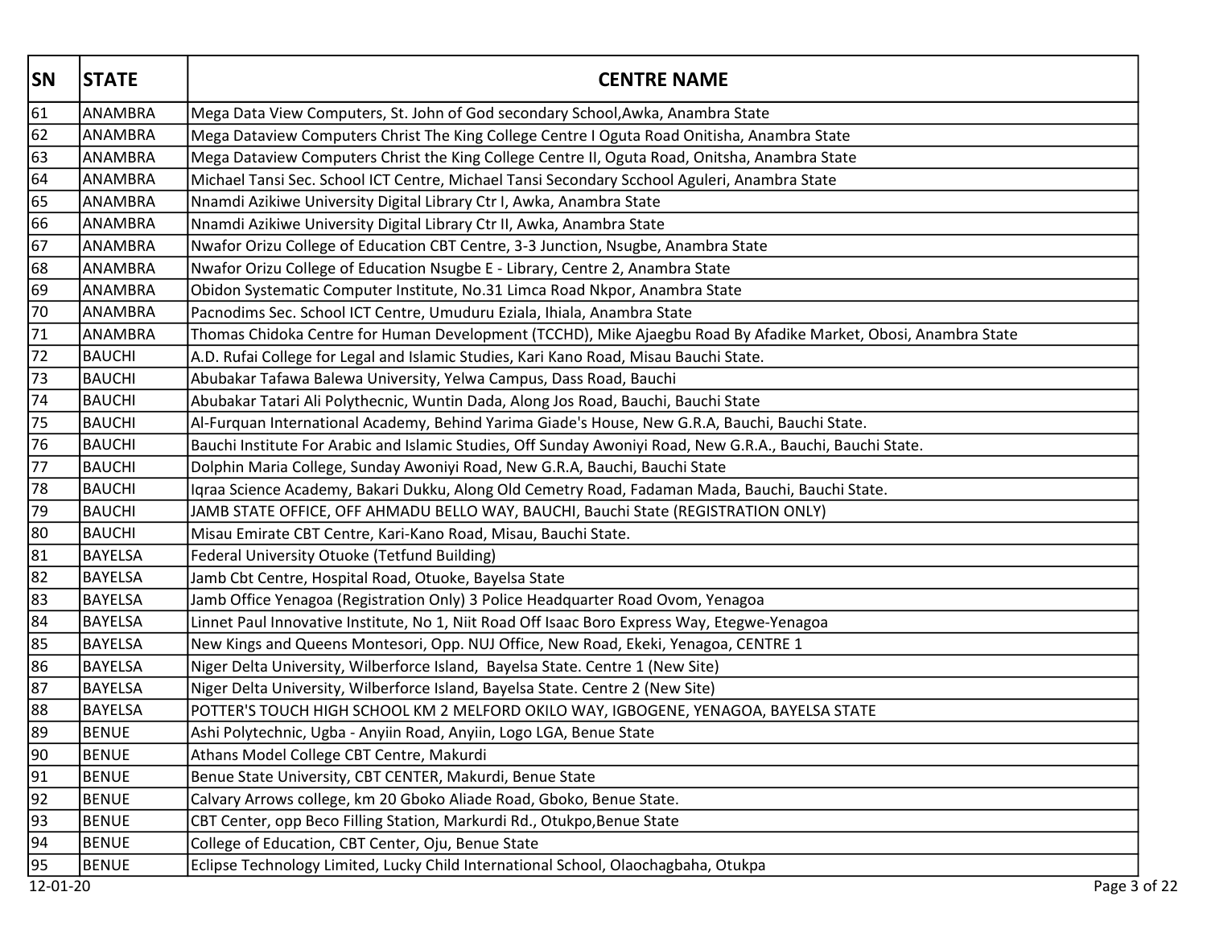| SN | STATE | CENTRE NAME |
|---|---|---|
| 61 | ANAMBRA | Mega Data View Computers, St. John of God secondary School,Awka, Anambra State |
| 62 | ANAMBRA | Mega Dataview Computers Christ The King College Centre I Oguta Road Onitisha, Anambra State |
| 63 | ANAMBRA | Mega Dataview Computers Christ the King College Centre II, Oguta Road, Onitsha, Anambra State |
| 64 | ANAMBRA | Michael Tansi Sec. School ICT Centre, Michael Tansi Secondary Scchool Aguleri, Anambra State |
| 65 | ANAMBRA | Nnamdi Azikiwe University Digital Library Ctr I, Awka, Anambra State |
| 66 | ANAMBRA | Nnamdi Azikiwe University Digital Library Ctr II, Awka, Anambra State |
| 67 | ANAMBRA | Nwafor Orizu College of Education CBT Centre, 3-3 Junction, Nsugbe, Anambra State |
| 68 | ANAMBRA | Nwafor Orizu College of Education Nsugbe E - Library, Centre 2, Anambra State |
| 69 | ANAMBRA | Obidon Systematic Computer Institute, No.31 Limca Road Nkpor, Anambra State |
| 70 | ANAMBRA | Pacnodims Sec. School ICT Centre, Umuduru Eziala, Ihiala, Anambra State |
| 71 | ANAMBRA | Thomas Chidoka Centre for Human Development (TCCHD), Mike Ajaegbu Road By Afadike Market, Obosi, Anambra State |
| 72 | BAUCHI | A.D. Rufai College for Legal and Islamic Studies, Kari Kano Road, Misau Bauchi State. |
| 73 | BAUCHI | Abubakar Tafawa Balewa University, Yelwa Campus, Dass Road, Bauchi |
| 74 | BAUCHI | Abubakar Tatari Ali Polythecnic, Wuntin Dada, Along Jos Road, Bauchi, Bauchi State |
| 75 | BAUCHI | Al-Furquan International Academy, Behind Yarima Giade's House, New G.R.A, Bauchi, Bauchi State. |
| 76 | BAUCHI | Bauchi Institute For Arabic and Islamic Studies, Off Sunday Awoniyi Road, New G.R.A., Bauchi, Bauchi State. |
| 77 | BAUCHI | Dolphin Maria College, Sunday Awoniyi Road, New G.R.A, Bauchi, Bauchi State |
| 78 | BAUCHI | Iqraa Science Academy, Bakari Dukku, Along Old Cemetry Road, Fadaman Mada, Bauchi, Bauchi State. |
| 79 | BAUCHI | JAMB STATE OFFICE, OFF AHMADU BELLO WAY, BAUCHI, Bauchi State (REGISTRATION ONLY) |
| 80 | BAUCHI | Misau Emirate CBT Centre, Kari-Kano Road, Misau, Bauchi State. |
| 81 | BAYELSA | Federal University Otuoke (Tetfund Building) |
| 82 | BAYELSA | Jamb Cbt Centre, Hospital Road, Otuoke, Bayelsa State |
| 83 | BAYELSA | Jamb Office Yenagoa (Registration Only) 3 Police Headquarter Road Ovom, Yenagoa |
| 84 | BAYELSA | Linnet Paul Innovative Institute, No 1, Niit Road Off Isaac Boro Express Way, Etegwe-Yenagoa |
| 85 | BAYELSA | New Kings and Queens Montesori, Opp. NUJ Office, New Road, Ekeki, Yenagoa, CENTRE 1 |
| 86 | BAYELSA | Niger Delta University, Wilberforce Island, Bayelsa State. Centre 1 (New Site) |
| 87 | BAYELSA | Niger Delta University, Wilberforce Island, Bayelsa State. Centre 2 (New Site) |
| 88 | BAYELSA | POTTER'S TOUCH HIGH SCHOOL KM 2 MELFORD OKILO WAY, IGBOGENE, YENAGOA, BAYELSA STATE |
| 89 | BENUE | Ashi Polytechnic, Ugba - Anyiin Road, Anyiin, Logo LGA, Benue State |
| 90 | BENUE | Athans Model College CBT Centre, Makurdi |
| 91 | BENUE | Benue State University, CBT CENTER, Makurdi, Benue State |
| 92 | BENUE | Calvary Arrows college, km 20 Gboko Aliade Road, Gboko, Benue State. |
| 93 | BENUE | CBT Center, opp Beco Filling Station, Markurdi Rd., Otukpo,Benue State |
| 94 | BENUE | College of Education, CBT Center, Oju, Benue State |
| 95 | BENUE | Eclipse Technology Limited, Lucky Child International School, Olaochagbaha, Otukpa |

12-01-20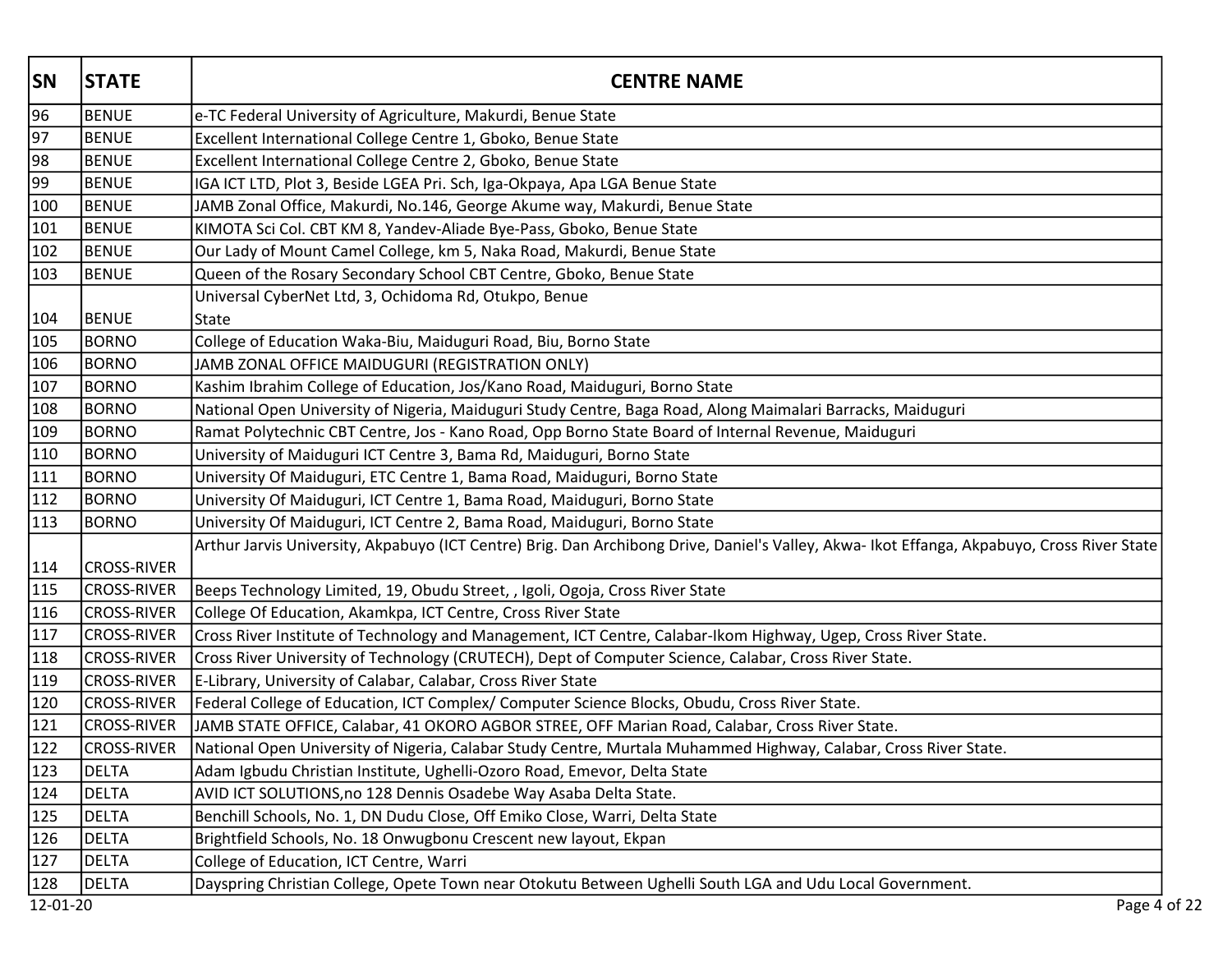| SN | STATE | CENTRE NAME |
|---|---|---|
| 96 | BENUE | e-TC Federal University of Agriculture, Makurdi, Benue State |
| 97 | BENUE | Excellent International College Centre 1, Gboko, Benue State |
| 98 | BENUE | Excellent International College Centre 2, Gboko, Benue State |
| 99 | BENUE | IGA ICT LTD, Plot 3, Beside LGEA Pri. Sch, Iga-Okpaya, Apa LGA Benue State |
| 100 | BENUE | JAMB Zonal Office, Makurdi, No.146, George Akume way, Makurdi, Benue State |
| 101 | BENUE | KIMOTA Sci Col. CBT KM 8, Yandev-Aliade Bye-Pass, Gboko, Benue State |
| 102 | BENUE | Our Lady of Mount Camel College, km 5, Naka Road, Makurdi, Benue State |
| 103 | BENUE | Queen of the Rosary Secondary School CBT Centre, Gboko, Benue State |
| 104 | BENUE | Universal CyberNet Ltd, 3, Ochidoma Rd, Otukpo, Benue State |
| 105 | BORNO | College of Education Waka-Biu, Maiduguri Road, Biu, Borno State |
| 106 | BORNO | JAMB ZONAL OFFICE MAIDUGURI (REGISTRATION ONLY) |
| 107 | BORNO | Kashim Ibrahim College of Education, Jos/Kano Road, Maiduguri, Borno State |
| 108 | BORNO | National Open University of Nigeria, Maiduguri Study Centre, Baga Road, Along Maimalari Barracks, Maiduguri |
| 109 | BORNO | Ramat Polytechnic CBT Centre, Jos - Kano Road, Opp Borno State Board of Internal Revenue, Maiduguri |
| 110 | BORNO | University of Maiduguri ICT Centre 3, Bama Rd, Maiduguri, Borno State |
| 111 | BORNO | University Of Maiduguri, ETC Centre 1, Bama Road, Maiduguri, Borno State |
| 112 | BORNO | University Of Maiduguri, ICT Centre 1, Bama Road, Maiduguri, Borno State |
| 113 | BORNO | University Of Maiduguri, ICT Centre 2, Bama Road, Maiduguri, Borno State |
| 114 | CROSS-RIVER | Arthur Jarvis University, Akpabuyo (ICT Centre) Brig. Dan Archibong Drive, Daniel's Valley, Akwa- Ikot Effanga, Akpabuyo, Cross River State |
| 115 | CROSS-RIVER | Beeps Technology Limited, 19, Obudu Street, , Igoli, Ogoja, Cross River State |
| 116 | CROSS-RIVER | College Of Education, Akamkpa, ICT Centre, Cross River State |
| 117 | CROSS-RIVER | Cross River Institute of Technology and Management, ICT Centre, Calabar-Ikom Highway, Ugep, Cross River State. |
| 118 | CROSS-RIVER | Cross River University of Technology (CRUTECH), Dept of Computer Science, Calabar, Cross River State. |
| 119 | CROSS-RIVER | E-Library, University of Calabar, Calabar, Cross River State |
| 120 | CROSS-RIVER | Federal College of Education, ICT Complex/ Computer Science Blocks, Obudu, Cross River State. |
| 121 | CROSS-RIVER | JAMB STATE OFFICE, Calabar, 41 OKORO AGBOR STREE, OFF Marian Road, Calabar, Cross River State. |
| 122 | CROSS-RIVER | National Open University of Nigeria, Calabar Study Centre, Murtala Muhammed Highway, Calabar, Cross River State. |
| 123 | DELTA | Adam Igbudu Christian Institute, Ughelli-Ozoro Road, Emevor, Delta State |
| 124 | DELTA | AVID ICT SOLUTIONS,no 128 Dennis Osadebe Way Asaba Delta State. |
| 125 | DELTA | Benchill Schools, No. 1, DN Dudu Close, Off Emiko Close, Warri, Delta State |
| 126 | DELTA | Brightfield Schools, No. 18 Onwugbonu Crescent new layout, Ekpan |
| 127 | DELTA | College of Education, ICT Centre, Warri |
| 128 | DELTA | Dayspring Christian College, Opete Town near Otokutu Between Ughelli South LGA and Udu Local Government. |

12-01-20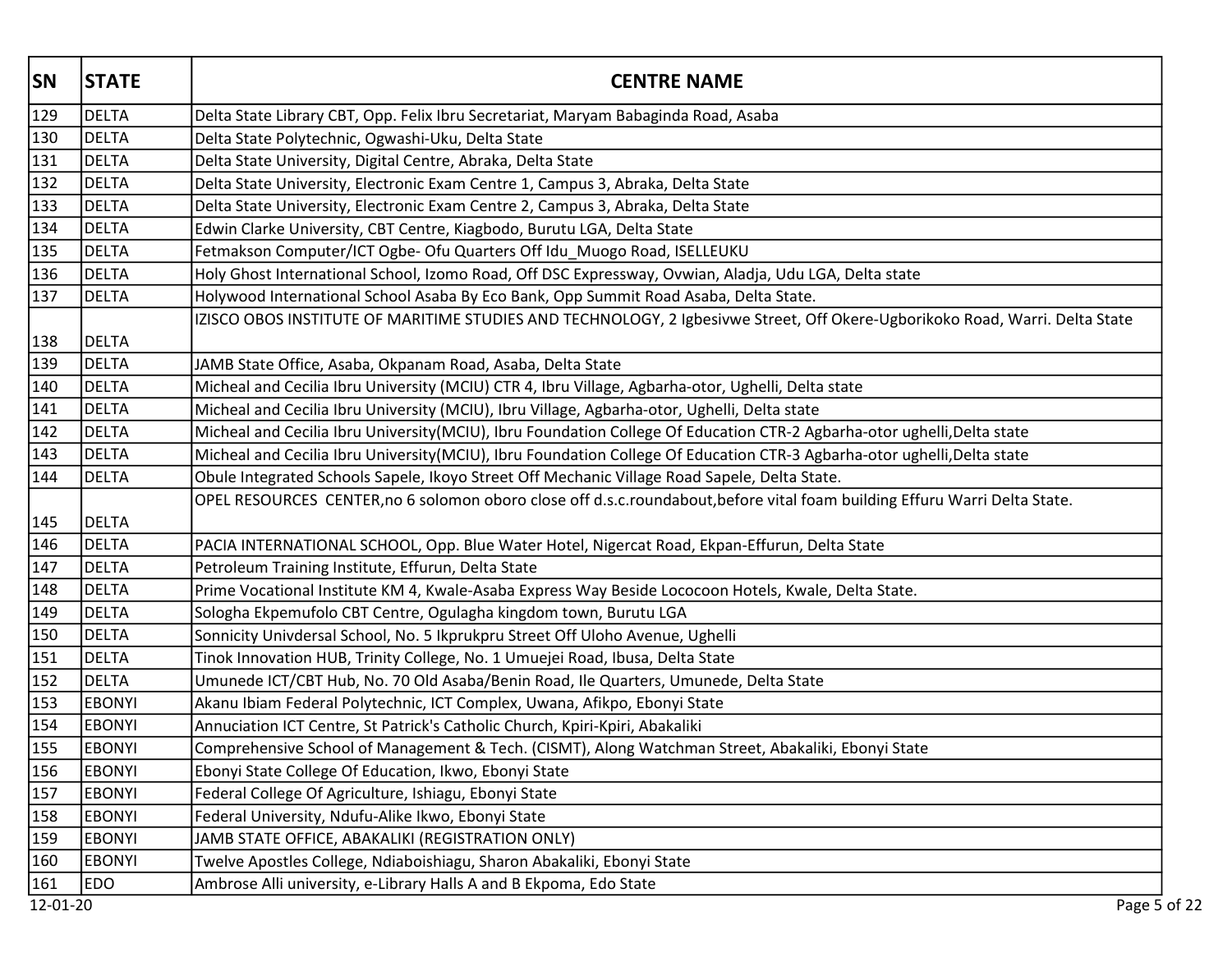| SN | STATE | CENTRE NAME |
|---|---|---|
| 129 | DELTA | Delta State Library CBT, Opp. Felix Ibru Secretariat, Maryam Babaginda Road, Asaba |
| 130 | DELTA | Delta State Polytechnic, Ogwashi-Uku, Delta State |
| 131 | DELTA | Delta State University, Digital Centre, Abraka, Delta State |
| 132 | DELTA | Delta State University, Electronic Exam Centre 1, Campus 3, Abraka, Delta State |
| 133 | DELTA | Delta State University, Electronic Exam Centre 2, Campus 3, Abraka, Delta State |
| 134 | DELTA | Edwin Clarke University, CBT Centre, Kiagbodo, Burutu LGA, Delta State |
| 135 | DELTA | Fetmakson Computer/ICT Ogbe- Ofu Quarters Off Idu_Muogo Road, ISELLEUKU |
| 136 | DELTA | Holy Ghost International School, Izomo Road, Off DSC Expressway, Ovwian, Aladja, Udu LGA, Delta state |
| 137 | DELTA | Holywood International School Asaba By Eco Bank, Opp Summit Road Asaba, Delta State. |
| 138 | DELTA | IZISCO OBOS INSTITUTE OF MARITIME STUDIES AND TECHNOLOGY, 2 Igbesivwe Street, Off Okere-Ugborikoko Road, Warri. Delta State |
| 139 | DELTA | JAMB State Office, Asaba, Okpanam Road, Asaba, Delta State |
| 140 | DELTA | Micheal and Cecilia Ibru University (MCIU) CTR 4, Ibru Village, Agbarha-otor, Ughelli, Delta state |
| 141 | DELTA | Micheal and Cecilia Ibru University (MCIU), Ibru Village, Agbarha-otor, Ughelli, Delta state |
| 142 | DELTA | Micheal and Cecilia Ibru University(MCIU), Ibru Foundation College Of Education CTR-2 Agbarha-otor ughelli,Delta state |
| 143 | DELTA | Micheal and Cecilia Ibru University(MCIU), Ibru Foundation College Of Education CTR-3 Agbarha-otor ughelli,Delta state |
| 144 | DELTA | Obule Integrated Schools Sapele, Ikoyo Street Off Mechanic Village Road Sapele, Delta State. |
| 145 | DELTA | OPEL RESOURCES CENTER,no 6 solomon oboro close off d.s.c.roundabout,before vital foam building Effuru Warri Delta State. |
| 146 | DELTA | PACIA INTERNATIONAL SCHOOL, Opp. Blue Water Hotel, Nigercat Road, Ekpan-Effurun, Delta State |
| 147 | DELTA | Petroleum Training Institute, Effurun, Delta State |
| 148 | DELTA | Prime Vocational Institute KM 4, Kwale-Asaba Express Way Beside Lococoon Hotels, Kwale, Delta State. |
| 149 | DELTA | Sologha Ekpemufolo CBT Centre, Ogulagha kingdom town, Burutu LGA |
| 150 | DELTA | Sonnicity Univdersal School, No. 5 Ikprukpru Street Off Uloho Avenue, Ughelli |
| 151 | DELTA | Tinok Innovation HUB, Trinity College, No. 1 Umuejei Road, Ibusa, Delta State |
| 152 | DELTA | Umunede ICT/CBT Hub, No. 70 Old Asaba/Benin Road, Ile Quarters, Umunede, Delta State |
| 153 | EBONYI | Akanu Ibiam Federal Polytechnic, ICT Complex, Uwana, Afikpo, Ebonyi State |
| 154 | EBONYI | Annuciation ICT Centre, St Patrick's Catholic Church, Kpiri-Kpiri, Abakaliki |
| 155 | EBONYI | Comprehensive School of Management & Tech. (CISMT), Along Watchman Street, Abakaliki, Ebonyi State |
| 156 | EBONYI | Ebonyi State College Of Education, Ikwo, Ebonyi State |
| 157 | EBONYI | Federal College Of Agriculture, Ishiagu, Ebonyi State |
| 158 | EBONYI | Federal University, Ndufu-Alike Ikwo, Ebonyi State |
| 159 | EBONYI | JAMB STATE OFFICE, ABAKALIKI (REGISTRATION ONLY) |
| 160 | EBONYI | Twelve Apostles College, Ndiaboishiagu, Sharon Abakaliki, Ebonyi State |
| 161 | EDO | Ambrose Alli university, e-Library Halls A and B Ekpoma, Edo State |

12-01-20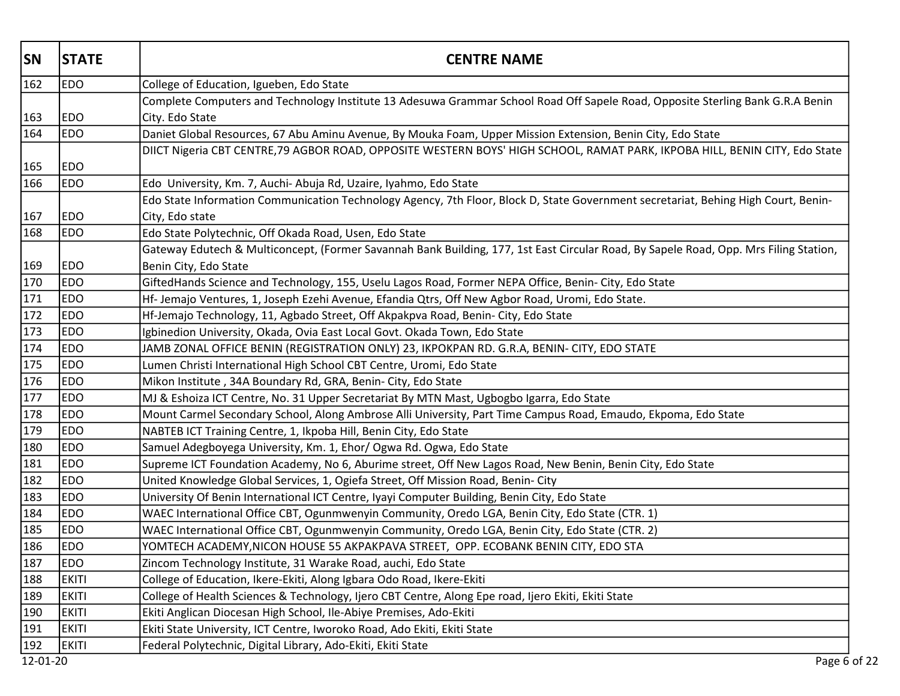| SN | STATE | CENTRE NAME |
|---|---|---|
| 162 | EDO | College of Education, Igueben, Edo State |
| 163 | EDO | Complete Computers and Technology Institute 13 Adesuwa Grammar School Road Off Sapele Road, Opposite Sterling Bank G.R.A Benin City. Edo State |
| 164 | EDO | Daniet Global Resources, 67 Abu Aminu Avenue, By Mouka Foam, Upper Mission Extension, Benin City, Edo State |
| 165 | EDO | DIICT Nigeria CBT CENTRE,79 AGBOR ROAD, OPPOSITE WESTERN BOYS' HIGH SCHOOL, RAMAT PARK, IKPOBA HILL, BENIN CITY, Edo State |
| 166 | EDO | Edo University, Km. 7, Auchi- Abuja Rd, Uzaire, Iyahmo, Edo State |
| 167 | EDO | Edo State Information Communication Technology Agency, 7th Floor, Block D, State Government secretariat, Behing High Court, Benin-City, Edo state |
| 168 | EDO | Edo State Polytechnic, Off Okada Road, Usen, Edo State |
| 169 | EDO | Gateway Edutech & Multiconcept, (Former Savannah Bank Building, 177, 1st East Circular Road, By Sapele Road, Opp. Mrs Filing Station, Benin City, Edo State |
| 170 | EDO | GiftedHands Science and Technology, 155, Uselu Lagos Road, Former NEPA Office, Benin- City, Edo State |
| 171 | EDO | Hf- Jemajo Ventures, 1, Joseph Ezehi Avenue, Efandia Qtrs, Off New Agbor Road, Uromi, Edo State. |
| 172 | EDO | Hf-Jemajo Technology, 11, Agbado Street, Off Akpakpva Road, Benin- City, Edo State |
| 173 | EDO | Igbinedion University, Okada, Ovia East Local Govt. Okada Town, Edo State |
| 174 | EDO | JAMB ZONAL OFFICE BENIN (REGISTRATION ONLY) 23, IKPOKPAN RD. G.R.A, BENIN- CITY, EDO STATE |
| 175 | EDO | Lumen Christi International High School CBT Centre, Uromi, Edo State |
| 176 | EDO | Mikon Institute , 34A Boundary Rd, GRA, Benin- City, Edo State |
| 177 | EDO | MJ & Eshoiza ICT Centre, No. 31 Upper Secretariat By MTN Mast, Ugbogbo Igarra, Edo State |
| 178 | EDO | Mount Carmel Secondary School, Along Ambrose Alli University, Part Time Campus Road, Emaudo, Ekpoma, Edo State |
| 179 | EDO | NABTEB ICT Training Centre, 1, Ikpoba Hill, Benin City, Edo State |
| 180 | EDO | Samuel Adegboyega University, Km. 1, Ehor/ Ogwa Rd. Ogwa, Edo State |
| 181 | EDO | Supreme ICT Foundation Academy, No 6, Aburime street, Off New Lagos Road, New Benin, Benin City, Edo State |
| 182 | EDO | United Knowledge Global Services, 1, Ogiefa Street, Off Mission Road, Benin- City |
| 183 | EDO | University Of Benin International ICT Centre, Iyayi Computer Building, Benin City, Edo State |
| 184 | EDO | WAEC International Office CBT, Ogunmwenyin Community, Oredo LGA, Benin City, Edo State (CTR. 1) |
| 185 | EDO | WAEC International Office CBT, Ogunmwenyin Community, Oredo LGA, Benin City, Edo State (CTR. 2) |
| 186 | EDO | YOMTECH ACADEMY,NICON HOUSE 55 AKPAKPAVA STREET, OPP. ECOBANK BENIN CITY, EDO STA |
| 187 | EDO | Zincom Technology Institute, 31 Warake Road, auchi, Edo State |
| 188 | EKITI | College of Education, Ikere-Ekiti, Along Igbara Odo Road, Ikere-Ekiti |
| 189 | EKITI | College of Health Sciences & Technology, Ijero CBT Centre, Along Epe road, Ijero Ekiti, Ekiti State |
| 190 | EKITI | Ekiti Anglican Diocesan High School, Ile-Abiye Premises, Ado-Ekiti |
| 191 | EKITI | Ekiti State University, ICT Centre, Iworoko Road, Ado Ekiti, Ekiti State |
| 192 | EKITI | Federal Polytechnic, Digital Library, Ado-Ekiti, Ekiti State |

12-01-20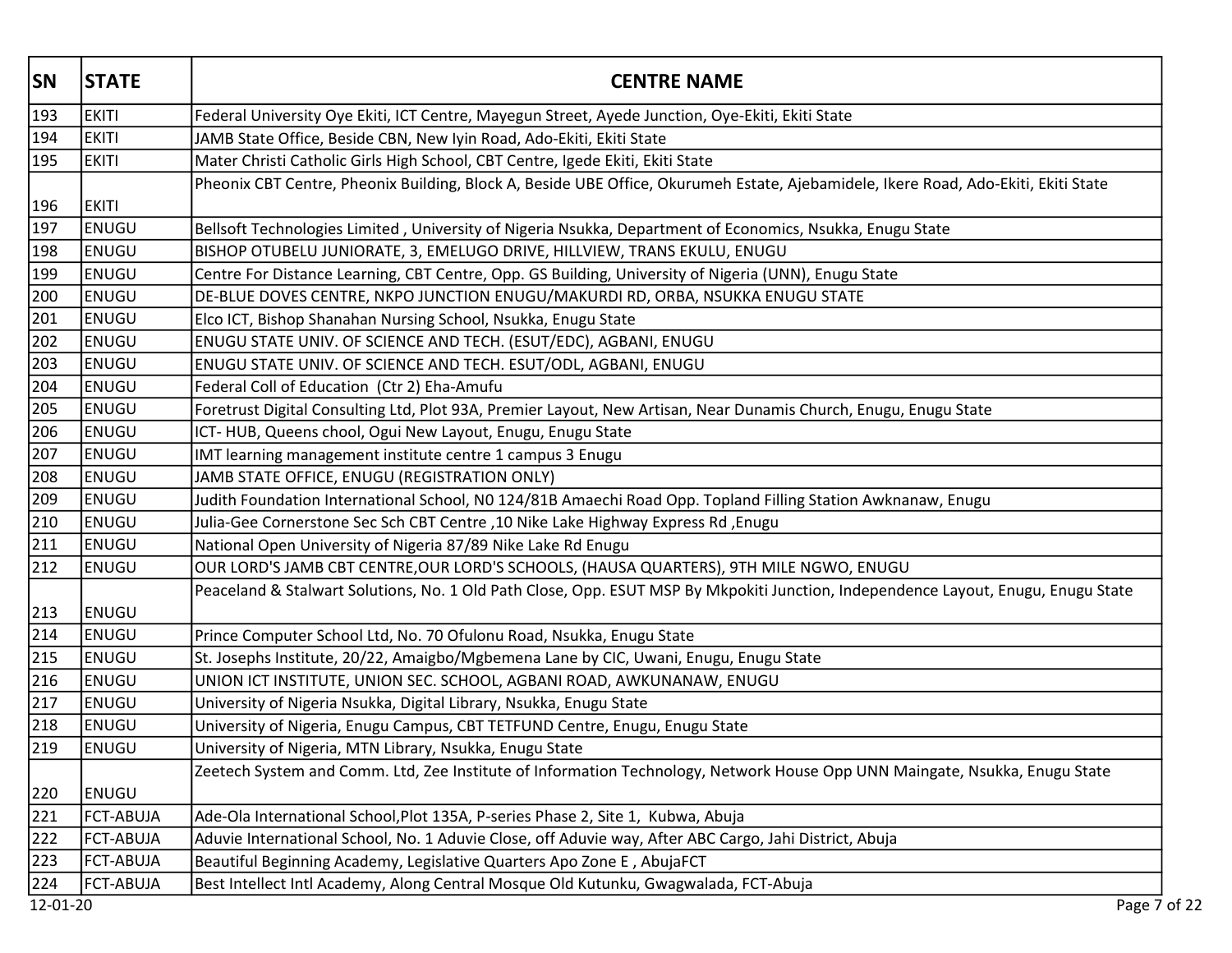| SN | STATE | CENTRE NAME |
|---|---|---|
| 193 | EKITI | Federal University Oye Ekiti, ICT Centre, Mayegun Street, Ayede Junction, Oye-Ekiti, Ekiti State |
| 194 | EKITI | JAMB State Office, Beside CBN, New Iyin Road, Ado-Ekiti, Ekiti State |
| 195 | EKITI | Mater Christi Catholic Girls High School, CBT Centre, Igede Ekiti, Ekiti State |
| 196 | EKITI | Pheonix CBT Centre, Pheonix Building, Block A, Beside UBE Office, Okurumeh Estate, Ajebamidele, Ikere Road, Ado-Ekiti, Ekiti State |
| 197 | ENUGU | Bellsoft Technologies Limited , University of Nigeria Nsukka, Department of Economics, Nsukka, Enugu State |
| 198 | ENUGU | BISHOP OTUBELU JUNIORATE, 3, EMELUGO DRIVE, HILLVIEW, TRANS EKULU, ENUGU |
| 199 | ENUGU | Centre For Distance Learning, CBT Centre, Opp. GS Building, University of Nigeria (UNN), Enugu State |
| 200 | ENUGU | DE-BLUE DOVES CENTRE, NKPO JUNCTION ENUGU/MAKURDI RD, ORBA, NSUKKA ENUGU STATE |
| 201 | ENUGU | Elco ICT, Bishop Shanahan Nursing School, Nsukka, Enugu State |
| 202 | ENUGU | ENUGU STATE UNIV. OF SCIENCE AND TECH. (ESUT/EDC), AGBANI, ENUGU |
| 203 | ENUGU | ENUGU STATE UNIV. OF SCIENCE AND TECH. ESUT/ODL, AGBANI, ENUGU |
| 204 | ENUGU | Federal Coll of Education (Ctr 2) Eha-Amufu |
| 205 | ENUGU | Foretrust Digital Consulting Ltd, Plot 93A, Premier Layout, New Artisan, Near Dunamis Church, Enugu, Enugu State |
| 206 | ENUGU | ICT- HUB, Queens chool, Ogui New Layout, Enugu, Enugu State |
| 207 | ENUGU | IMT learning management institute centre 1 campus 3 Enugu |
| 208 | ENUGU | JAMB STATE OFFICE, ENUGU (REGISTRATION ONLY) |
| 209 | ENUGU | Judith Foundation International School, N0 124/81B Amaechi Road Opp. Topland Filling Station Awknanaw, Enugu |
| 210 | ENUGU | Julia-Gee Cornerstone Sec Sch CBT Centre ,10 Nike Lake Highway Express Rd ,Enugu |
| 211 | ENUGU | National Open University of Nigeria 87/89 Nike Lake Rd Enugu |
| 212 | ENUGU | OUR LORD'S JAMB CBT CENTRE,OUR LORD'S SCHOOLS, (HAUSA QUARTERS), 9TH MILE NGWO, ENUGU |
| 213 | ENUGU | Peaceland & Stalwart Solutions, No. 1 Old Path Close, Opp. ESUT MSP By Mkpokiti Junction, Independence Layout, Enugu, Enugu State |
| 214 | ENUGU | Prince Computer School Ltd, No. 70 Ofulonu Road, Nsukka, Enugu State |
| 215 | ENUGU | St. Josephs Institute, 20/22, Amaigbo/Mgbemena Lane by CIC, Uwani, Enugu, Enugu State |
| 216 | ENUGU | UNION ICT INSTITUTE, UNION SEC. SCHOOL, AGBANI ROAD, AWKUNANAW, ENUGU |
| 217 | ENUGU | University of Nigeria Nsukka, Digital Library, Nsukka, Enugu State |
| 218 | ENUGU | University of Nigeria, Enugu Campus, CBT TETFUND Centre, Enugu, Enugu State |
| 219 | ENUGU | University of Nigeria, MTN Library, Nsukka, Enugu State |
| 220 | ENUGU | Zeetech System and Comm. Ltd, Zee Institute of Information Technology, Network House Opp UNN Maingate, Nsukka, Enugu State |
| 221 | FCT-ABUJA | Ade-Ola International School,Plot 135A, P-series Phase 2, Site 1, Kubwa, Abuja |
| 222 | FCT-ABUJA | Aduvie International School, No. 1 Aduvie Close, off Aduvie way, After ABC Cargo, Jahi District, Abuja |
| 223 | FCT-ABUJA | Beautiful Beginning Academy, Legislative Quarters Apo Zone E , AbujaFCT |
| 224 | FCT-ABUJA | Best Intellect Intl Academy, Along Central Mosque Old Kutunku, Gwagwalada, FCT-Abuja |

12-01-20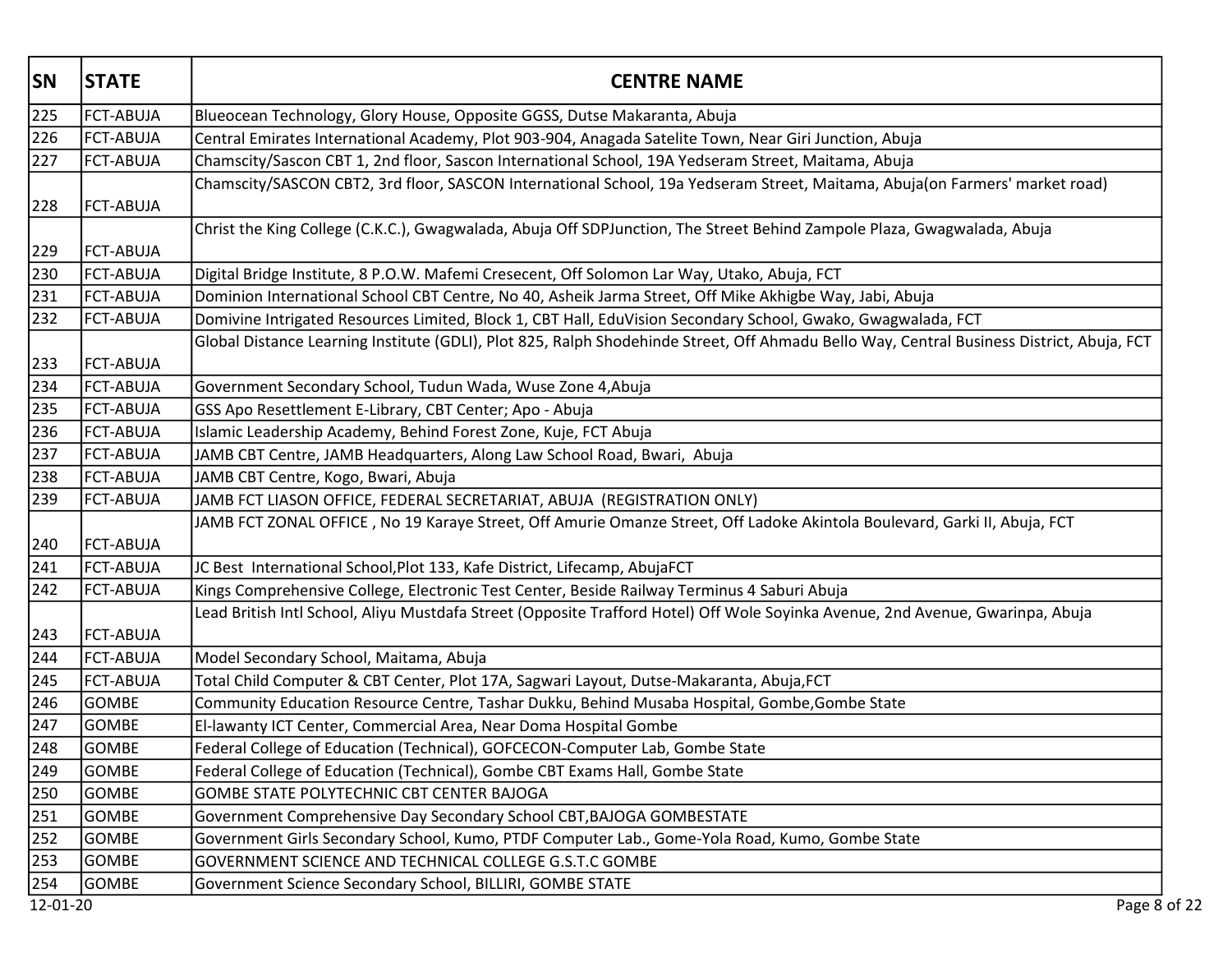| SN | STATE | CENTRE NAME |
|---|---|---|
| 225 | FCT-ABUJA | Blueocean Technology, Glory House, Opposite GGSS, Dutse Makaranta, Abuja |
| 226 | FCT-ABUJA | Central Emirates International Academy, Plot 903-904, Anagada Satelite Town, Near Giri Junction, Abuja |
| 227 | FCT-ABUJA | Chamscity/Sascon CBT 1, 2nd floor, Sascon International School, 19A Yedseram Street, Maitama, Abuja |
| 228 | FCT-ABUJA | Chamscity/SASCON CBT2, 3rd floor, SASCON International School, 19a Yedseram Street, Maitama, Abuja(on Farmers' market road) |
| 229 | FCT-ABUJA | Christ the King College (C.K.C.), Gwagwalada, Abuja Off SDPJunction, The Street Behind Zampole Plaza, Gwagwalada, Abuja |
| 230 | FCT-ABUJA | Digital Bridge Institute, 8 P.O.W. Mafemi Cresecent, Off Solomon Lar Way, Utako, Abuja, FCT |
| 231 | FCT-ABUJA | Dominion International School CBT Centre, No 40, Asheik Jarma Street, Off Mike Akhigbe Way, Jabi, Abuja |
| 232 | FCT-ABUJA | Domivine Intrigated Resources Limited, Block 1, CBT Hall, EduVision Secondary School, Gwako, Gwagwalada, FCT |
| 233 | FCT-ABUJA | Global Distance Learning Institute (GDLI), Plot 825, Ralph Shodehinde Street, Off Ahmadu Bello Way, Central Business District, Abuja, FCT |
| 234 | FCT-ABUJA | Government Secondary School, Tudun Wada, Wuse Zone 4,Abuja |
| 235 | FCT-ABUJA | GSS Apo Resettlement E-Library, CBT Center; Apo - Abuja |
| 236 | FCT-ABUJA | Islamic Leadership Academy, Behind Forest Zone, Kuje, FCT Abuja |
| 237 | FCT-ABUJA | JAMB CBT Centre, JAMB Headquarters, Along Law School Road, Bwari, Abuja |
| 238 | FCT-ABUJA | JAMB CBT Centre, Kogo, Bwari, Abuja |
| 239 | FCT-ABUJA | JAMB FCT LIASON OFFICE, FEDERAL SECRETARIAT, ABUJA (REGISTRATION ONLY) |
| 240 | FCT-ABUJA | JAMB FCT ZONAL OFFICE , No 19 Karaye Street, Off Amurie Omanze Street, Off Ladoke Akintola Boulevard, Garki II, Abuja, FCT |
| 241 | FCT-ABUJA | JC Best International School,Plot 133, Kafe District, Lifecamp, AbujaFCT |
| 242 | FCT-ABUJA | Kings Comprehensive College, Electronic Test Center, Beside Railway Terminus 4 Saburi Abuja |
| 243 | FCT-ABUJA | Lead British Intl School, Aliyu Mustdafa Street (Opposite Trafford Hotel) Off Wole Soyinka Avenue, 2nd Avenue, Gwarinpa, Abuja |
| 244 | FCT-ABUJA | Model Secondary School, Maitama, Abuja |
| 245 | FCT-ABUJA | Total Child Computer & CBT Center, Plot 17A, Sagwari Layout, Dutse-Makaranta, Abuja,FCT |
| 246 | GOMBE | Community Education Resource Centre, Tashar Dukku, Behind Musaba Hospital, Gombe,Gombe State |
| 247 | GOMBE | El-lawanty ICT Center, Commercial Area, Near Doma Hospital Gombe |
| 248 | GOMBE | Federal College of Education (Technical), GOFCECON-Computer Lab, Gombe State |
| 249 | GOMBE | Federal College of Education (Technical), Gombe CBT Exams Hall, Gombe State |
| 250 | GOMBE | GOMBE STATE POLYTECHNIC CBT CENTER BAJOGA |
| 251 | GOMBE | Government Comprehensive Day Secondary School CBT,BAJOGA GOMBESTATE |
| 252 | GOMBE | Government Girls Secondary School, Kumo, PTDF Computer Lab., Gome-Yola Road, Kumo, Gombe State |
| 253 | GOMBE | GOVERNMENT SCIENCE AND TECHNICAL COLLEGE G.S.T.C GOMBE |
| 254 | GOMBE | Government Science Secondary School, BILLIRI, GOMBE STATE |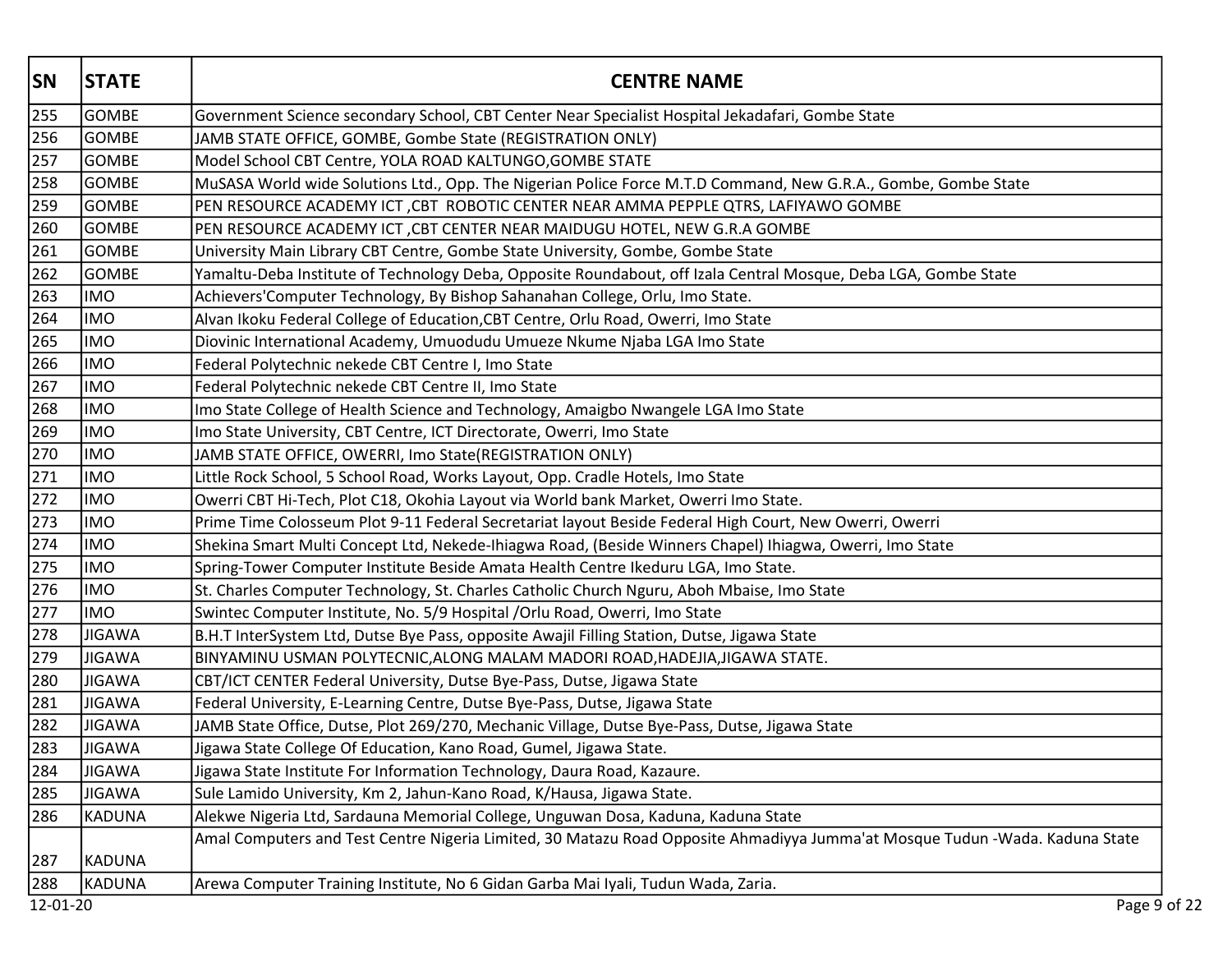| SN | STATE | CENTRE NAME |
|---|---|---|
| 255 | GOMBE | Government Science secondary School, CBT Center Near Specialist Hospital Jekadafari, Gombe State |
| 256 | GOMBE | JAMB STATE OFFICE, GOMBE, Gombe State (REGISTRATION ONLY) |
| 257 | GOMBE | Model School CBT Centre, YOLA ROAD KALTUNGO,GOMBE STATE |
| 258 | GOMBE | MuSASA World wide Solutions Ltd., Opp. The Nigerian Police Force M.T.D Command, New G.R.A., Gombe, Gombe State |
| 259 | GOMBE | PEN RESOURCE ACADEMY ICT ,CBT ROBOTIC CENTER NEAR AMMA PEPPLE QTRS, LAFIYAWO GOMBE |
| 260 | GOMBE | PEN RESOURCE ACADEMY ICT ,CBT CENTER NEAR MAIDUGU HOTEL, NEW G.R.A GOMBE |
| 261 | GOMBE | University Main Library CBT Centre, Gombe State University, Gombe, Gombe State |
| 262 | GOMBE | Yamaltu-Deba Institute of Technology Deba, Opposite Roundabout, off Izala Central Mosque, Deba LGA, Gombe State |
| 263 | IMO | Achievers'Computer Technology, By Bishop Sahanahan College, Orlu, Imo State. |
| 264 | IMO | Alvan Ikoku Federal College of Education,CBT Centre, Orlu Road, Owerri, Imo State |
| 265 | IMO | Diovinic International Academy, Umuodudu Umueze Nkume Njaba LGA Imo State |
| 266 | IMO | Federal Polytechnic nekede CBT Centre I, Imo State |
| 267 | IMO | Federal Polytechnic nekede CBT Centre II, Imo State |
| 268 | IMO | Imo State College of Health Science and Technology, Amaigbo Nwangele LGA Imo State |
| 269 | IMO | Imo State University, CBT Centre, ICT Directorate, Owerri, Imo State |
| 270 | IMO | JAMB STATE OFFICE, OWERRI, Imo State(REGISTRATION ONLY) |
| 271 | IMO | Little Rock School, 5 School Road, Works Layout, Opp. Cradle Hotels, Imo State |
| 272 | IMO | Owerri CBT Hi-Tech, Plot C18, Okohia Layout via World bank Market, Owerri Imo State. |
| 273 | IMO | Prime Time Colosseum Plot 9-11 Federal Secretariat layout Beside Federal High Court, New Owerri, Owerri |
| 274 | IMO | Shekina Smart Multi Concept Ltd, Nekede-Ihiagwa Road, (Beside Winners Chapel) Ihiagwa, Owerri, Imo State |
| 275 | IMO | Spring-Tower Computer Institute Beside Amata Health Centre Ikeduru LGA, Imo State. |
| 276 | IMO | St. Charles Computer Technology, St. Charles Catholic Church Nguru, Aboh Mbaise, Imo State |
| 277 | IMO | Swintec Computer Institute, No. 5/9 Hospital /Orlu Road, Owerri, Imo State |
| 278 | JIGAWA | B.H.T InterSystem Ltd, Dutse Bye Pass, opposite Awajil Filling Station, Dutse, Jigawa State |
| 279 | JIGAWA | BINYAMINU USMAN POLYTECNIC,ALONG MALAM MADORI ROAD,HADEJIA,JIGAWA STATE. |
| 280 | JIGAWA | CBT/ICT CENTER Federal University, Dutse Bye-Pass, Dutse, Jigawa State |
| 281 | JIGAWA | Federal University, E-Learning Centre, Dutse Bye-Pass, Dutse, Jigawa State |
| 282 | JIGAWA | JAMB State Office, Dutse, Plot 269/270, Mechanic Village, Dutse Bye-Pass, Dutse, Jigawa State |
| 283 | JIGAWA | Jigawa State College Of Education, Kano Road, Gumel, Jigawa State. |
| 284 | JIGAWA | Jigawa State Institute For Information Technology, Daura Road, Kazaure. |
| 285 | JIGAWA | Sule Lamido University, Km 2, Jahun-Kano Road, K/Hausa, Jigawa State. |
| 286 | KADUNA | Alekwe Nigeria Ltd, Sardauna Memorial College, Unguwan Dosa, Kaduna, Kaduna State |
| 287 | KADUNA | Amal Computers and Test Centre Nigeria Limited, 30 Matazu Road Opposite Ahmadiyya Jumma'at Mosque Tudun -Wada. Kaduna State |
| 288 | KADUNA | Arewa Computer Training Institute, No 6 Gidan Garba Mai Iyali, Tudun Wada, Zaria. |

12-01-20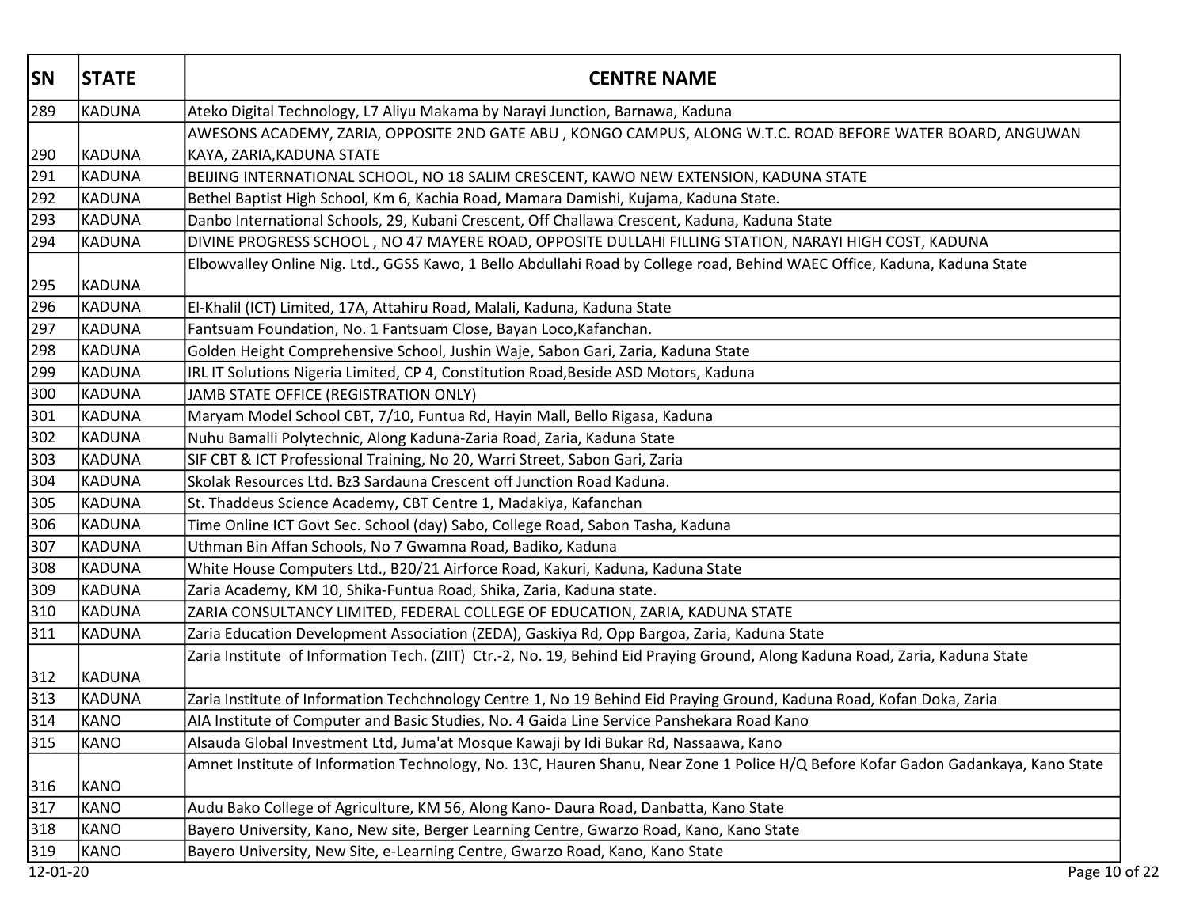| SN | STATE | CENTRE NAME |
|---|---|---|
| 289 | KADUNA | Ateko Digital Technology, L7 Aliyu Makama by Narayi Junction, Barnawa, Kaduna |
| 290 | KADUNA | AWESONS ACADEMY, ZARIA, OPPOSITE 2ND GATE ABU , KONGO CAMPUS, ALONG W.T.C. ROAD BEFORE WATER BOARD, ANGUWAN KAYA, ZARIA,KADUNA STATE |
| 291 | KADUNA | BEIJING INTERNATIONAL SCHOOL, NO 18 SALIM CRESCENT, KAWO NEW EXTENSION, KADUNA STATE |
| 292 | KADUNA | Bethel Baptist High School, Km 6, Kachia Road, Mamara Damishi, Kujama, Kaduna State. |
| 293 | KADUNA | Danbo International Schools, 29, Kubani Crescent, Off Challawa Crescent, Kaduna, Kaduna State |
| 294 | KADUNA | DIVINE PROGRESS SCHOOL , NO 47 MAYERE ROAD, OPPOSITE DULLAHI FILLING STATION, NARAYI HIGH COST, KADUNA |
| 295 | KADUNA | Elbowvalley Online Nig. Ltd., GGSS Kawo, 1 Bello Abdullahi Road by College road, Behind WAEC Office, Kaduna, Kaduna State |
| 296 | KADUNA | El-Khalil (ICT) Limited, 17A, Attahiru Road, Malali, Kaduna, Kaduna State |
| 297 | KADUNA | Fantsuam Foundation, No. 1 Fantsuam Close, Bayan Loco,Kafanchan. |
| 298 | KADUNA | Golden Height Comprehensive School, Jushin Waje, Sabon Gari, Zaria, Kaduna State |
| 299 | KADUNA | IRL IT Solutions Nigeria Limited, CP 4, Constitution Road,Beside ASD Motors, Kaduna |
| 300 | KADUNA | JAMB STATE OFFICE (REGISTRATION ONLY) |
| 301 | KADUNA | Maryam Model School CBT, 7/10, Funtua Rd, Hayin Mall, Bello Rigasa, Kaduna |
| 302 | KADUNA | Nuhu Bamalli Polytechnic, Along Kaduna-Zaria Road, Zaria, Kaduna State |
| 303 | KADUNA | SIF CBT & ICT Professional Training, No 20, Warri Street, Sabon Gari, Zaria |
| 304 | KADUNA | Skolak Resources Ltd. Bz3 Sardauna Crescent off Junction Road Kaduna. |
| 305 | KADUNA | St. Thaddeus Science Academy, CBT Centre 1, Madakiya, Kafanchan |
| 306 | KADUNA | Time Online ICT Govt Sec. School (day) Sabo, College Road, Sabon Tasha, Kaduna |
| 307 | KADUNA | Uthman Bin Affan Schools, No 7 Gwamna Road, Badiko, Kaduna |
| 308 | KADUNA | White House Computers Ltd., B20/21 Airforce Road, Kakuri, Kaduna, Kaduna State |
| 309 | KADUNA | Zaria Academy, KM 10, Shika-Funtua Road, Shika, Zaria, Kaduna state. |
| 310 | KADUNA | ZARIA CONSULTANCY LIMITED, FEDERAL COLLEGE OF EDUCATION, ZARIA, KADUNA STATE |
| 311 | KADUNA | Zaria Education Development Association (ZEDA), Gaskiya Rd, Opp Bargoa, Zaria, Kaduna State |
| 312 | KADUNA | Zaria Institute of Information Tech. (ZIIT) Ctr.-2, No. 19, Behind Eid Praying Ground, Along Kaduna Road, Zaria, Kaduna State |
| 313 | KADUNA | Zaria Institute of Information Techchnology Centre 1, No 19 Behind Eid Praying Ground, Kaduna Road, Kofan Doka, Zaria |
| 314 | KANO | AIA Institute of Computer and Basic Studies, No. 4 Gaida Line Service Panshekara Road Kano |
| 315 | KANO | Alsauda Global Investment Ltd, Juma'at Mosque Kawaji by Idi Bukar Rd, Nassaawa, Kano |
| 316 | KANO | Amnet Institute of Information Technology, No. 13C, Hauren Shanu, Near Zone 1 Police H/Q Before Kofar Gadon Gadankaya, Kano State |
| 317 | KANO | Audu Bako College of Agriculture, KM 56, Along Kano- Daura Road, Danbatta, Kano State |
| 318 | KANO | Bayero University, Kano, New site, Berger Learning Centre, Gwarzo Road, Kano, Kano State |
| 319 | KANO | Bayero University, New Site, e-Learning Centre, Gwarzo Road, Kano, Kano State |

12-01-20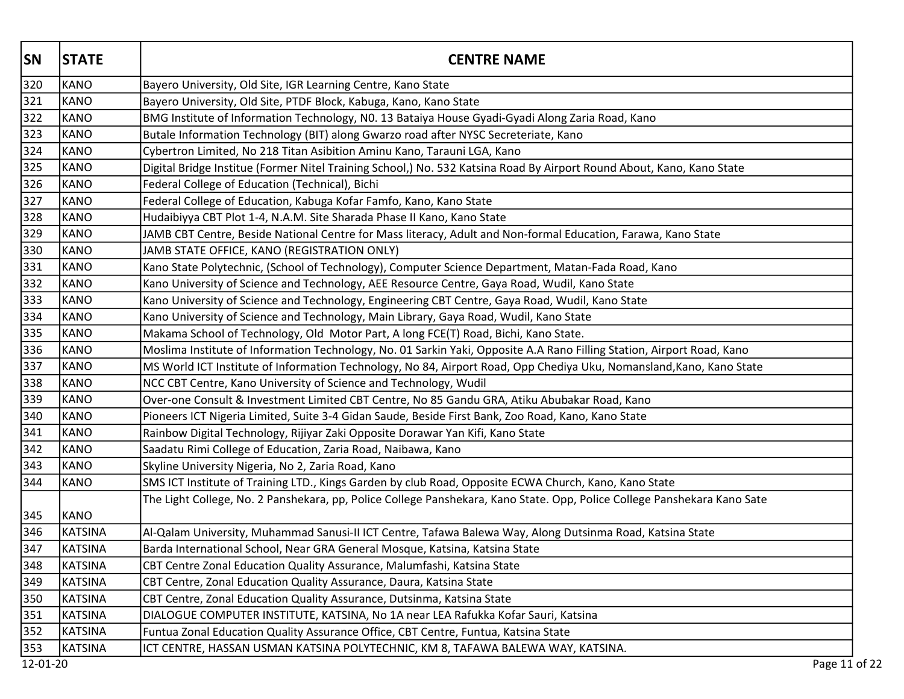| SN | STATE | CENTRE NAME |
|---|---|---|
| 320 | KANO | Bayero University, Old Site, IGR Learning Centre, Kano State |
| 321 | KANO | Bayero University, Old Site, PTDF Block, Kabuga, Kano, Kano State |
| 322 | KANO | BMG Institute of Information Technology, N0. 13 Bataiya House Gyadi-Gyadi Along Zaria Road, Kano |
| 323 | KANO | Butale Information Technology (BIT) along Gwarzo road after NYSC Secreteriate, Kano |
| 324 | KANO | Cybertron Limited, No 218 Titan Asibition Aminu Kano, Tarauni LGA, Kano |
| 325 | KANO | Digital Bridge Instiue (Former Nitel Training School,) No. 532 Katsina Road By Airport Round About, Kano, Kano State |
| 326 | KANO | Federal College of Education (Technical), Bichi |
| 327 | KANO | Federal College of Education, Kabuga Kofar Famfo, Kano, Kano State |
| 328 | KANO | Hudaibiyya CBT Plot 1-4, N.A.M. Site Sharada Phase II Kano, Kano State |
| 329 | KANO | JAMB CBT Centre, Beside National Centre for Mass literacy, Adult and Non-formal Education, Farawa, Kano State |
| 330 | KANO | JAMB STATE OFFICE, KANO (REGISTRATION ONLY) |
| 331 | KANO | Kano State Polytechnic, (School of Technology), Computer Science Department, Matan-Fada Road, Kano |
| 332 | KANO | Kano University of Science and Technology, AEE Resource Centre, Gaya Road, Wudil, Kano State |
| 333 | KANO | Kano University of Science and Technology, Engineering CBT Centre, Gaya Road, Wudil, Kano State |
| 334 | KANO | Kano University of Science and Technology, Main Library, Gaya Road, Wudil, Kano State |
| 335 | KANO | Makama School of Technology, Old Motor Part, A long FCE(T) Road, Bichi, Kano State. |
| 336 | KANO | Moslima Institute of Information Technology, No. 01 Sarkin Yaki, Opposite A.A Rano Filling Station, Airport Road, Kano |
| 337 | KANO | MS World ICT Institute of Information Technology, No 84, Airport Road, Opp Chediya Uku, Nomansland,Kano, Kano State |
| 338 | KANO | NCC CBT Centre, Kano University of Science and Technology, Wudil |
| 339 | KANO | Over-one Consult & Investment Limited CBT Centre, No 85 Gandu GRA, Atiku Abubakar Road, Kano |
| 340 | KANO | Pioneers ICT Nigeria Limited, Suite 3-4 Gidan Saude, Beside First Bank, Zoo Road, Kano, Kano State |
| 341 | KANO | Rainbow Digital Technology, Rijiyar Zaki Opposite Dorawar Yan Kifi, Kano State |
| 342 | KANO | Saadatu Rimi College of Education, Zaria Road, Naibawa, Kano |
| 343 | KANO | Skyline University Nigeria, No 2, Zaria Road, Kano |
| 344 | KANO | SMS ICT Institute of Training LTD., Kings Garden by club Road, Opposite ECWA Church, Kano, Kano State |
| 345 | KANO | The Light College, No. 2 Panshekara, pp, Police College Panshekara, Kano State. Opp, Police College Panshekara Kano Sate |
| 346 | KATSINA | Al-Qalam University, Muhammad Sanusi-II ICT Centre, Tafawa Balewa Way, Along Dutsinma Road, Katsina State |
| 347 | KATSINA | Barda International School, Near GRA General Mosque, Katsina, Katsina State |
| 348 | KATSINA | CBT Centre Zonal Education Quality Assurance, Malumfashi, Katsina State |
| 349 | KATSINA | CBT Centre, Zonal Education Quality Assurance, Daura, Katsina State |
| 350 | KATSINA | CBT Centre, Zonal Education Quality Assurance, Dutsinma, Katsina State |
| 351 | KATSINA | DIALOGUE COMPUTER INSTITUTE, KATSINA, No 1A near LEA Rafukka Kofar Sauri, Katsina |
| 352 | KATSINA | Funtua Zonal Education Quality Assurance Office, CBT Centre, Funtua, Katsina State |
| 353 | KATSINA | ICT CENTRE, HASSAN USMAN KATSINA POLYTECHNIC, KM 8, TAFAWA BALEWA WAY, KATSINA. |

12-01-20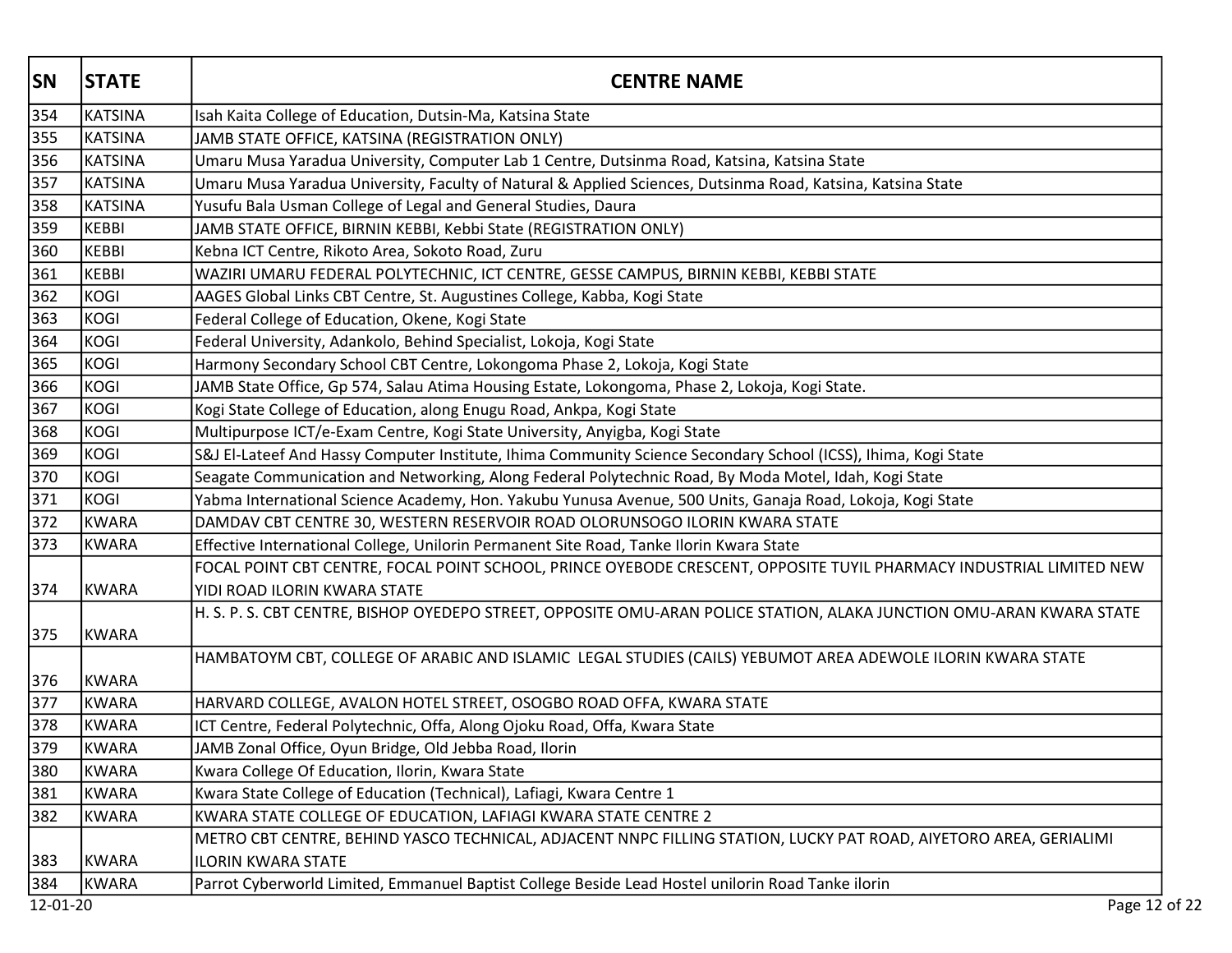| SN | STATE | CENTRE NAME |
|---|---|---|
| 354 | KATSINA | Isah Kaita College of Education, Dutsin-Ma, Katsina State |
| 355 | KATSINA | JAMB STATE OFFICE, KATSINA (REGISTRATION ONLY) |
| 356 | KATSINA | Umaru Musa Yaradua University, Computer Lab 1 Centre, Dutsinma Road, Katsina, Katsina State |
| 357 | KATSINA | Umaru Musa Yaradua University, Faculty of Natural & Applied Sciences, Dutsinma Road, Katsina, Katsina State |
| 358 | KATSINA | Yusufu Bala Usman College of Legal and General Studies, Daura |
| 359 | KEBBI | JAMB STATE OFFICE, BIRNIN KEBBI, Kebbi State (REGISTRATION ONLY) |
| 360 | KEBBI | Kebna ICT Centre, Rikoto Area, Sokoto Road, Zuru |
| 361 | KEBBI | WAZIRI UMARU FEDERAL POLYTECHNIC, ICT CENTRE, GESSE CAMPUS, BIRNIN KEBBI, KEBBI STATE |
| 362 | KOGI | AAGES Global Links CBT Centre, St. Augustines College, Kabba, Kogi State |
| 363 | KOGI | Federal College of Education, Okene, Kogi State |
| 364 | KOGI | Federal University, Adankolo, Behind Specialist, Lokoja, Kogi State |
| 365 | KOGI | Harmony Secondary School CBT Centre, Lokongoma Phase 2, Lokoja, Kogi State |
| 366 | KOGI | JAMB State Office, Gp 574, Salau Atima Housing Estate, Lokongoma, Phase 2, Lokoja, Kogi State. |
| 367 | KOGI | Kogi State College of Education, along Enugu Road, Ankpa, Kogi State |
| 368 | KOGI | Multipurpose ICT/e-Exam Centre, Kogi State University, Anyigba, Kogi State |
| 369 | KOGI | S&J El-Lateef And Hassy Computer Institute, Ihima Community Science Secondary School (ICSS), Ihima, Kogi State |
| 370 | KOGI | Seagate Communication and Networking, Along Federal Polytechnic Road, By Moda Motel, Idah, Kogi State |
| 371 | KOGI | Yabma International Science Academy, Hon. Yakubu Yunusa Avenue, 500 Units, Ganaja Road, Lokoja, Kogi State |
| 372 | KWARA | DAMDAV CBT CENTRE 30, WESTERN RESERVOIR ROAD OLORUNSOGO ILORIN KWARA STATE |
| 373 | KWARA | Effective International College, Unilorin Permanent Site Road, Tanke Ilorin Kwara State |
| 374 | KWARA | FOCAL POINT CBT CENTRE, FOCAL POINT SCHOOL, PRINCE OYEBODE CRESCENT, OPPOSITE TUYIL PHARMACY INDUSTRIAL LIMITED NEW YIDI ROAD ILORIN KWARA STATE |
| 375 | KWARA | H. S. P. S. CBT CENTRE, BISHOP OYEDEPO STREET, OPPOSITE OMU-ARAN POLICE STATION, ALAKA JUNCTION OMU-ARAN KWARA STATE |
| 376 | KWARA | HAMBATOYM CBT, COLLEGE OF ARABIC AND ISLAMIC LEGAL STUDIES (CAILS) YEBUMOT AREA ADEWOLE ILORIN KWARA STATE |
| 377 | KWARA | HARVARD COLLEGE, AVALON HOTEL STREET, OSOGBO ROAD OFFA, KWARA STATE |
| 378 | KWARA | ICT Centre, Federal Polytechnic, Offa, Along Ojoku Road, Offa, Kwara State |
| 379 | KWARA | JAMB Zonal Office, Oyun Bridge, Old Jebba Road, Ilorin |
| 380 | KWARA | Kwara College Of Education, Ilorin, Kwara State |
| 381 | KWARA | Kwara State College of Education (Technical), Lafiagi, Kwara Centre 1 |
| 382 | KWARA | KWARA STATE COLLEGE OF EDUCATION, LAFIAGI KWARA STATE CENTRE 2 |
| 383 | KWARA | METRO CBT CENTRE, BEHIND YASCO TECHNICAL, ADJACENT NNPC FILLING STATION, LUCKY PAT ROAD, AIYETORO AREA, GERIALIMI ILORIN KWARA STATE |
| 384 | KWARA | Parrot Cyberworld Limited, Emmanuel Baptist College Beside Lead Hostel unilorin Road Tanke ilorin |

12-01-20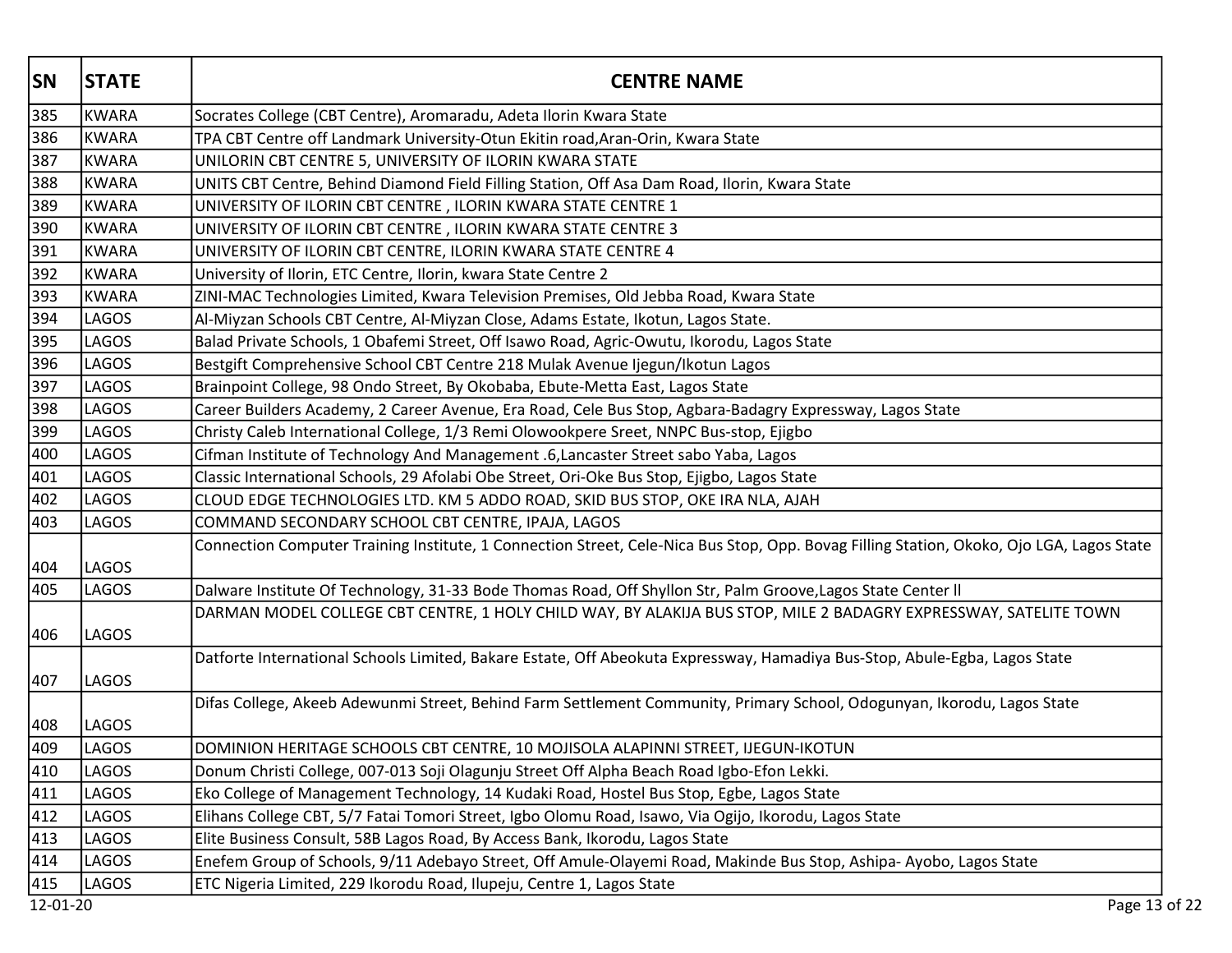| SN | STATE | CENTRE NAME |
|---|---|---|
| 385 | KWARA | Socrates College (CBT Centre), Aromaradu, Adeta Ilorin Kwara State |
| 386 | KWARA | TPA CBT Centre off Landmark University-Otun Ekitin road,Aran-Orin, Kwara State |
| 387 | KWARA | UNILORIN CBT CENTRE 5, UNIVERSITY OF ILORIN KWARA STATE |
| 388 | KWARA | UNITS CBT Centre, Behind Diamond Field Filling Station, Off Asa Dam Road, Ilorin, Kwara State |
| 389 | KWARA | UNIVERSITY OF ILORIN CBT CENTRE , ILORIN KWARA STATE CENTRE 1 |
| 390 | KWARA | UNIVERSITY OF ILORIN CBT CENTRE , ILORIN KWARA STATE CENTRE 3 |
| 391 | KWARA | UNIVERSITY OF ILORIN CBT CENTRE, ILORIN KWARA STATE CENTRE 4 |
| 392 | KWARA | University of Ilorin, ETC Centre, Ilorin, kwara State Centre 2 |
| 393 | KWARA | ZINI-MAC Technologies Limited, Kwara Television Premises, Old Jebba Road, Kwara State |
| 394 | LAGOS | Al-Miyzan Schools CBT Centre, Al-Miyzan Close, Adams Estate, Ikotun, Lagos State. |
| 395 | LAGOS | Balad Private Schools, 1 Obafemi Street, Off Isawo Road, Agric-Owutu, Ikorodu, Lagos State |
| 396 | LAGOS | Bestgift Comprehensive School CBT Centre 218 Mulak Avenue Ijegun/Ikotun Lagos |
| 397 | LAGOS | Brainpoint College, 98 Ondo Street, By Okobaba, Ebute-Metta East, Lagos State |
| 398 | LAGOS | Career Builders Academy, 2 Career Avenue, Era Road, Cele Bus Stop, Agbara-Badagry Expressway, Lagos State |
| 399 | LAGOS | Christy Caleb International College, 1/3 Remi Olowookpere Sreet, NNPC Bus-stop, Ejigbo |
| 400 | LAGOS | Cifman Institute of Technology And Management .6,Lancaster Street sabo Yaba, Lagos |
| 401 | LAGOS | Classic International Schools, 29 Afolabi Obe Street, Ori-Oke Bus Stop, Ejigbo, Lagos State |
| 402 | LAGOS | CLOUD EDGE TECHNOLOGIES LTD. KM 5 ADDO ROAD, SKID BUS STOP, OKE IRA NLA, AJAH |
| 403 | LAGOS | COMMAND SECONDARY SCHOOL CBT CENTRE, IPAJA, LAGOS |
| 404 | LAGOS | Connection Computer Training Institute, 1 Connection Street, Cele-Nica Bus Stop, Opp. Bovag Filling Station, Okoko, Ojo LGA, Lagos State |
| 405 | LAGOS | Dalware Institute Of Technology, 31-33 Bode Thomas Road, Off Shyllon Str, Palm Groove,Lagos State Center ll |
| 406 | LAGOS | DARMAN MODEL COLLEGE CBT CENTRE, 1 HOLY CHILD WAY, BY ALAKIJA BUS STOP, MILE 2 BADAGRY EXPRESSWAY, SATELITE TOWN |
| 407 | LAGOS | Datforte International Schools Limited, Bakare Estate, Off Abeokuta Expressway, Hamadiya Bus-Stop, Abule-Egba, Lagos State |
| 408 | LAGOS | Difas College, Akeeb Adewunmi Street, Behind Farm Settlement Community, Primary School, Odogunyan, Ikorodu, Lagos State |
| 409 | LAGOS | DOMINION HERITAGE SCHOOLS CBT CENTRE, 10 MOJISOLA ALAPINNI STREET, IJEGUN-IKOTUN |
| 410 | LAGOS | Donum Christi College, 007-013 Soji Olagunju Street Off Alpha Beach Road Igbo-Efon Lekki. |
| 411 | LAGOS | Eko College of Management Technology, 14 Kudaki Road, Hostel Bus Stop, Egbe, Lagos State |
| 412 | LAGOS | Elihans College CBT, 5/7 Fatai Tomori Street, Igbo Olomu Road, Isawo, Via Ogijo, Ikorodu, Lagos State |
| 413 | LAGOS | Elite Business Consult, 58B Lagos Road, By Access Bank, Ikorodu, Lagos State |
| 414 | LAGOS | Enefem Group of Schools, 9/11 Adebayo Street, Off Amule-Olayemi Road, Makinde Bus Stop, Ashipa- Ayobo, Lagos State |
| 415 | LAGOS | ETC Nigeria Limited, 229 Ikorodu Road, Ilupeju, Centre 1, Lagos State |

12-01-20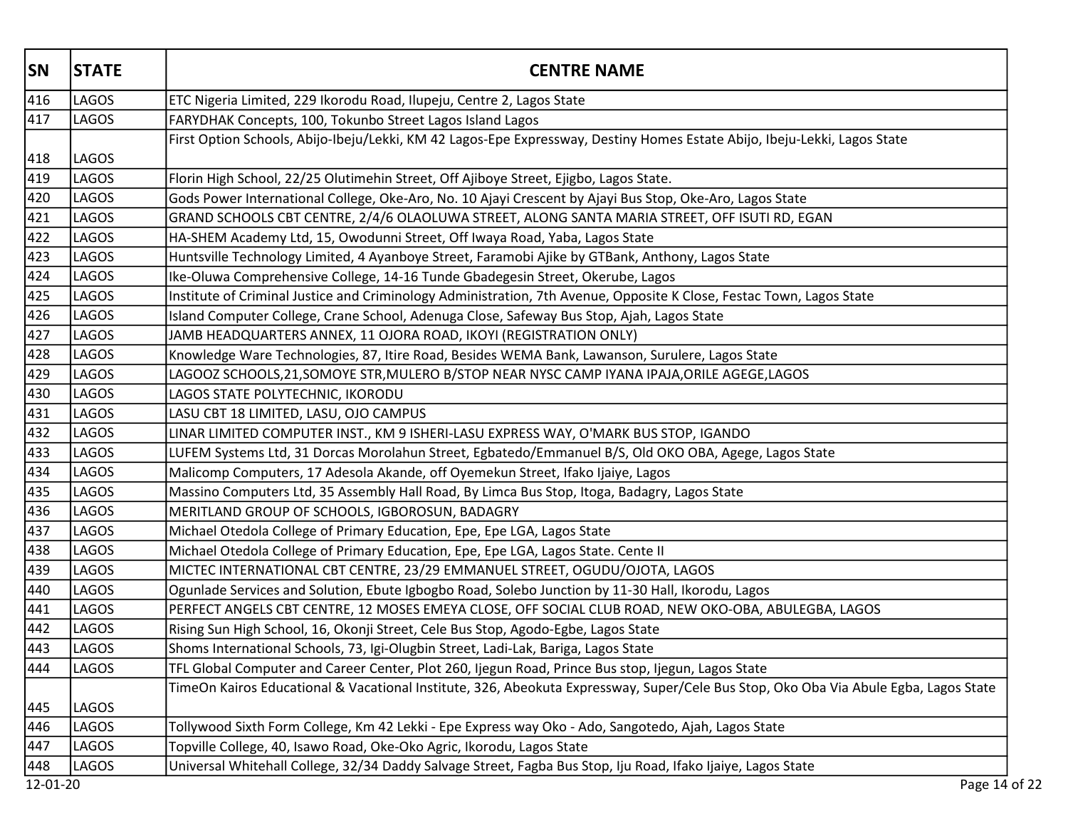| SN | STATE | CENTRE NAME |
|---|---|---|
| 416 | LAGOS | ETC Nigeria Limited, 229 Ikorodu Road, Ilupeju, Centre 2, Lagos State |
| 417 | LAGOS | FARYDHAK Concepts, 100, Tokunbo Street Lagos Island Lagos |
| 418 | LAGOS | First Option Schools, Abijo-Ibeju/Lekki, KM 42 Lagos-Epe Expressway, Destiny Homes Estate Abijo, Ibeju-Lekki, Lagos State |
| 419 | LAGOS | Florin High School, 22/25 Olutimehin Street, Off Ajiboye Street, Ejigbo, Lagos State. |
| 420 | LAGOS | Gods Power International College, Oke-Aro, No. 10 Ajayi Crescent by Ajayi Bus Stop, Oke-Aro, Lagos State |
| 421 | LAGOS | GRAND SCHOOLS CBT CENTRE, 2/4/6 OLAOLUWA STREET, ALONG SANTA MARIA STREET, OFF ISUTI RD, EGAN |
| 422 | LAGOS | HA-SHEM Academy Ltd, 15, Owodunni Street, Off Iwaya Road, Yaba, Lagos State |
| 423 | LAGOS | Huntsville Technology Limited, 4 Ayanboye Street, Faramobi Ajike by GTBank, Anthony, Lagos State |
| 424 | LAGOS | Ike-Oluwa Comprehensive College, 14-16 Tunde Gbadegesin Street, Okerube, Lagos |
| 425 | LAGOS | Institute of Criminal Justice and Criminology Administration, 7th Avenue, Opposite K Close, Festac Town, Lagos State |
| 426 | LAGOS | Island Computer College, Crane School, Adenuga Close, Safeway Bus Stop, Ajah, Lagos State |
| 427 | LAGOS | JAMB HEADQUARTERS ANNEX, 11 OJORA ROAD, IKOYI (REGISTRATION ONLY) |
| 428 | LAGOS | Knowledge Ware Technologies, 87, Itire Road, Besides WEMA Bank, Lawanson, Surulere, Lagos State |
| 429 | LAGOS | LAGOOZ SCHOOLS,21,SOMOYE STR,MULERO B/STOP NEAR NYSC CAMP IYANA IPAJA,ORILE AGEGE,LAGOS |
| 430 | LAGOS | LAGOS STATE POLYTECHNIC, IKORODU |
| 431 | LAGOS | LASU CBT 18 LIMITED, LASU, OJO CAMPUS |
| 432 | LAGOS | LINAR LIMITED COMPUTER INST., KM 9 ISHERI-LASU EXPRESS WAY, O'MARK BUS STOP, IGANDO |
| 433 | LAGOS | LUFEM Systems Ltd, 31 Dorcas Morolahun Street, Egbatedo/Emmanuel B/S, Old OKO OBA, Agege, Lagos State |
| 434 | LAGOS | Malicomp Computers, 17 Adesola Akande, off Oyemekun Street, Ifako Ijaiye, Lagos |
| 435 | LAGOS | Massino Computers Ltd, 35 Assembly Hall Road, By Limca Bus Stop, Itoga, Badagry, Lagos State |
| 436 | LAGOS | MERITLAND GROUP OF SCHOOLS, IGBOROSUN, BADAGRY |
| 437 | LAGOS | Michael Otedola College of Primary Education, Epe, Epe LGA, Lagos State |
| 438 | LAGOS | Michael Otedola College of Primary Education, Epe, Epe LGA, Lagos State. Cente II |
| 439 | LAGOS | MICTEC INTERNATIONAL CBT CENTRE, 23/29 EMMANUEL STREET, OGUDU/OJOTA, LAGOS |
| 440 | LAGOS | Ogunlade Services and Solution, Ebute Igbogbo Road, Solebo Junction by 11-30 Hall, Ikorodu, Lagos |
| 441 | LAGOS | PERFECT ANGELS CBT CENTRE, 12 MOSES EMEYA CLOSE, OFF SOCIAL CLUB ROAD, NEW OKO-OBA, ABULEGBA, LAGOS |
| 442 | LAGOS | Rising Sun High School, 16, Okonji Street, Cele Bus Stop, Agodo-Egbe, Lagos State |
| 443 | LAGOS | Shoms International Schools, 73, Igi-Olugbin Street, Ladi-Lak, Bariga, Lagos State |
| 444 | LAGOS | TFL Global Computer and Career Center, Plot 260, Ijegun Road, Prince Bus stop, Ijegun, Lagos State |
| 445 | LAGOS | TimeOn Kairos Educational & Vacational Institute, 326, Abeokuta Expressway, Super/Cele Bus Stop, Oko Oba Via Abule Egba, Lagos State |
| 446 | LAGOS | Tollywood Sixth Form College, Km 42 Lekki - Epe Express way Oko - Ado, Sangotedo, Ajah, Lagos State |
| 447 | LAGOS | Topville College, 40, Isawo Road, Oke-Oko Agric, Ikorodu, Lagos State |
| 448 | LAGOS | Universal Whitehall College, 32/34 Daddy Salvage Street, Fagba Bus Stop, Iju Road, Ifako Ijaiye, Lagos State |

12-01-20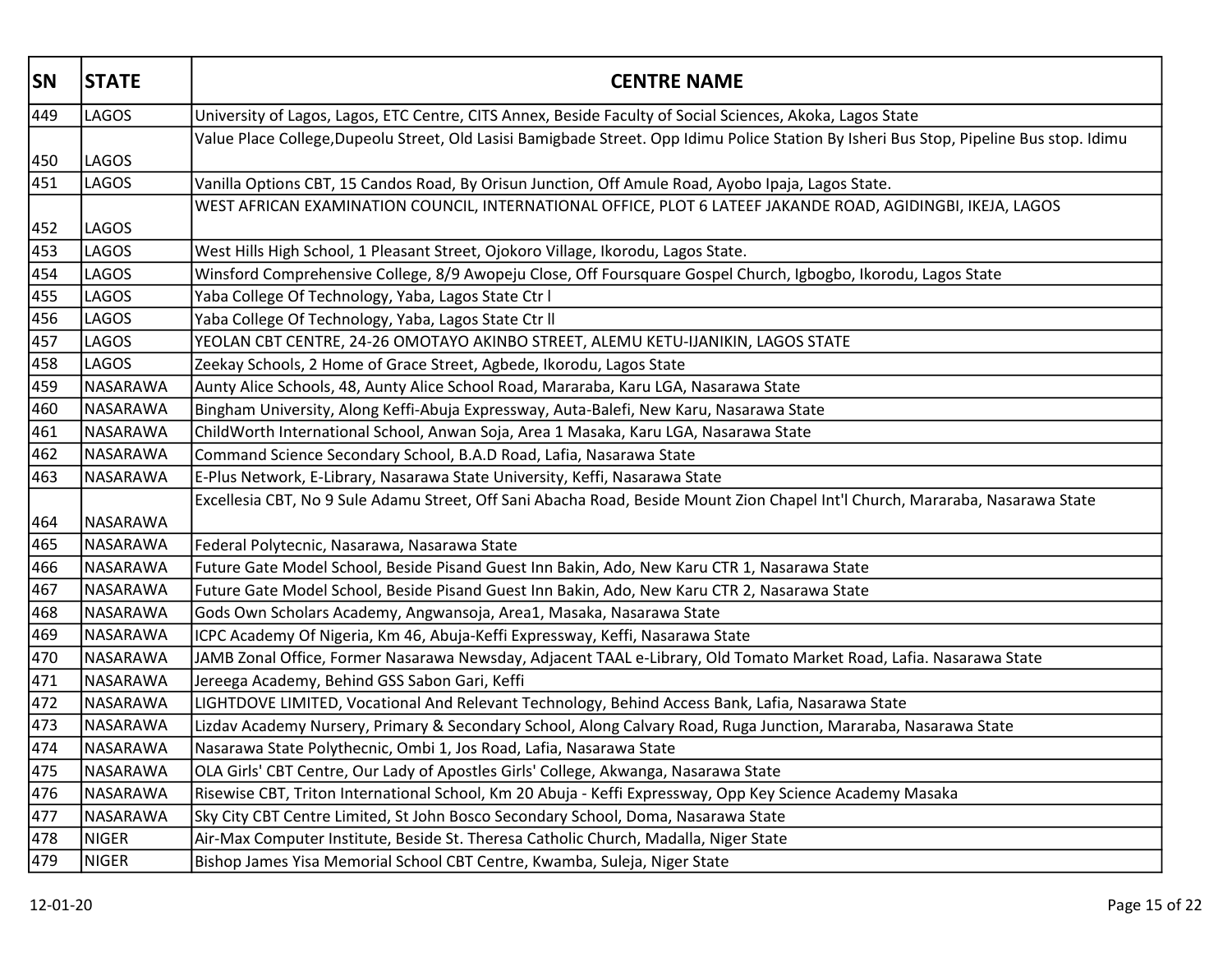| SN | STATE | CENTRE NAME |
|---|---|---|
| 449 | LAGOS | University of Lagos, Lagos, ETC Centre, CITS Annex, Beside Faculty of Social Sciences, Akoka, Lagos State |
| 450 | LAGOS | Value Place College,Dupeolu Street, Old Lasisi Bamigbade Street. Opp Idimu Police Station By Isheri Bus Stop, Pipeline Bus stop. Idimu |
| 451 | LAGOS | Vanilla Options CBT, 15 Candos Road, By Orisun Junction, Off Amule Road, Ayobo Ipaja, Lagos State. |
| 452 | LAGOS | WEST AFRICAN EXAMINATION COUNCIL, INTERNATIONAL OFFICE, PLOT 6 LATEEF JAKANDE ROAD, AGIDINGBI, IKEJA, LAGOS |
| 453 | LAGOS | West Hills High School, 1 Pleasant Street, Ojokoro Village, Ikorodu, Lagos State. |
| 454 | LAGOS | Winsford Comprehensive College, 8/9 Awopeju Close, Off Foursquare Gospel Church, Igbogbo, Ikorodu, Lagos State |
| 455 | LAGOS | Yaba College Of Technology, Yaba, Lagos State Ctr l |
| 456 | LAGOS | Yaba College Of Technology, Yaba, Lagos State Ctr ll |
| 457 | LAGOS | YEOLAN CBT CENTRE, 24-26 OMOTAYO AKINBO STREET, ALEMU KETU-IJANIKIN, LAGOS STATE |
| 458 | LAGOS | Zeekay Schools, 2 Home of Grace Street, Agbede, Ikorodu, Lagos State |
| 459 | NASARAWA | Aunty Alice Schools, 48, Aunty Alice School Road, Mararaba, Karu LGA, Nasarawa State |
| 460 | NASARAWA | Bingham University, Along Keffi-Abuja Expressway, Auta-Balefi, New Karu, Nasarawa State |
| 461 | NASARAWA | ChildWorth International School, Anwan Soja, Area 1 Masaka, Karu LGA, Nasarawa State |
| 462 | NASARAWA | Command Science Secondary School, B.A.D Road, Lafia, Nasarawa State |
| 463 | NASARAWA | E-Plus Network, E-Library, Nasarawa State University, Keffi, Nasarawa State |
| 464 | NASARAWA | Excellesia CBT, No 9 Sule Adamu Street, Off Sani Abacha Road, Beside Mount Zion Chapel Int'l Church, Mararaba, Nasarawa State |
| 465 | NASARAWA | Federal Polytecnic, Nasarawa, Nasarawa State |
| 466 | NASARAWA | Future Gate Model School, Beside Pisand Guest Inn Bakin, Ado, New Karu CTR 1, Nasarawa State |
| 467 | NASARAWA | Future Gate Model School, Beside Pisand Guest Inn Bakin, Ado, New Karu CTR 2, Nasarawa State |
| 468 | NASARAWA | Gods Own Scholars Academy, Angwansoja, Area1, Masaka, Nasarawa State |
| 469 | NASARAWA | ICPC Academy Of Nigeria, Km 46, Abuja-Keffi Expressway, Keffi, Nasarawa State |
| 470 | NASARAWA | JAMB Zonal Office, Former Nasarawa Newsday, Adjacent TAAL e-Library, Old Tomato Market Road, Lafia. Nasarawa State |
| 471 | NASARAWA | Jereega Academy, Behind GSS Sabon Gari, Keffi |
| 472 | NASARAWA | LIGHTDOVE LIMITED, Vocational And Relevant Technology, Behind Access Bank, Lafia, Nasarawa State |
| 473 | NASARAWA | Lizdav Academy Nursery, Primary & Secondary School, Along Calvary Road, Ruga Junction, Mararaba, Nasarawa State |
| 474 | NASARAWA | Nasarawa State Polythecnic, Ombi 1, Jos Road, Lafia, Nasarawa State |
| 475 | NASARAWA | OLA Girls' CBT Centre, Our Lady of Apostles Girls' College, Akwanga, Nasarawa State |
| 476 | NASARAWA | Risewise CBT, Triton International School, Km 20 Abuja - Keffi Expressway, Opp Key Science Academy Masaka |
| 477 | NASARAWA | Sky City CBT Centre Limited, St John Bosco Secondary School, Doma, Nasarawa State |
| 478 | NIGER | Air-Max Computer Institute, Beside St. Theresa Catholic Church, Madalla, Niger State |
| 479 | NIGER | Bishop James Yisa Memorial School CBT Centre, Kwamba, Suleja, Niger State |

12-01-20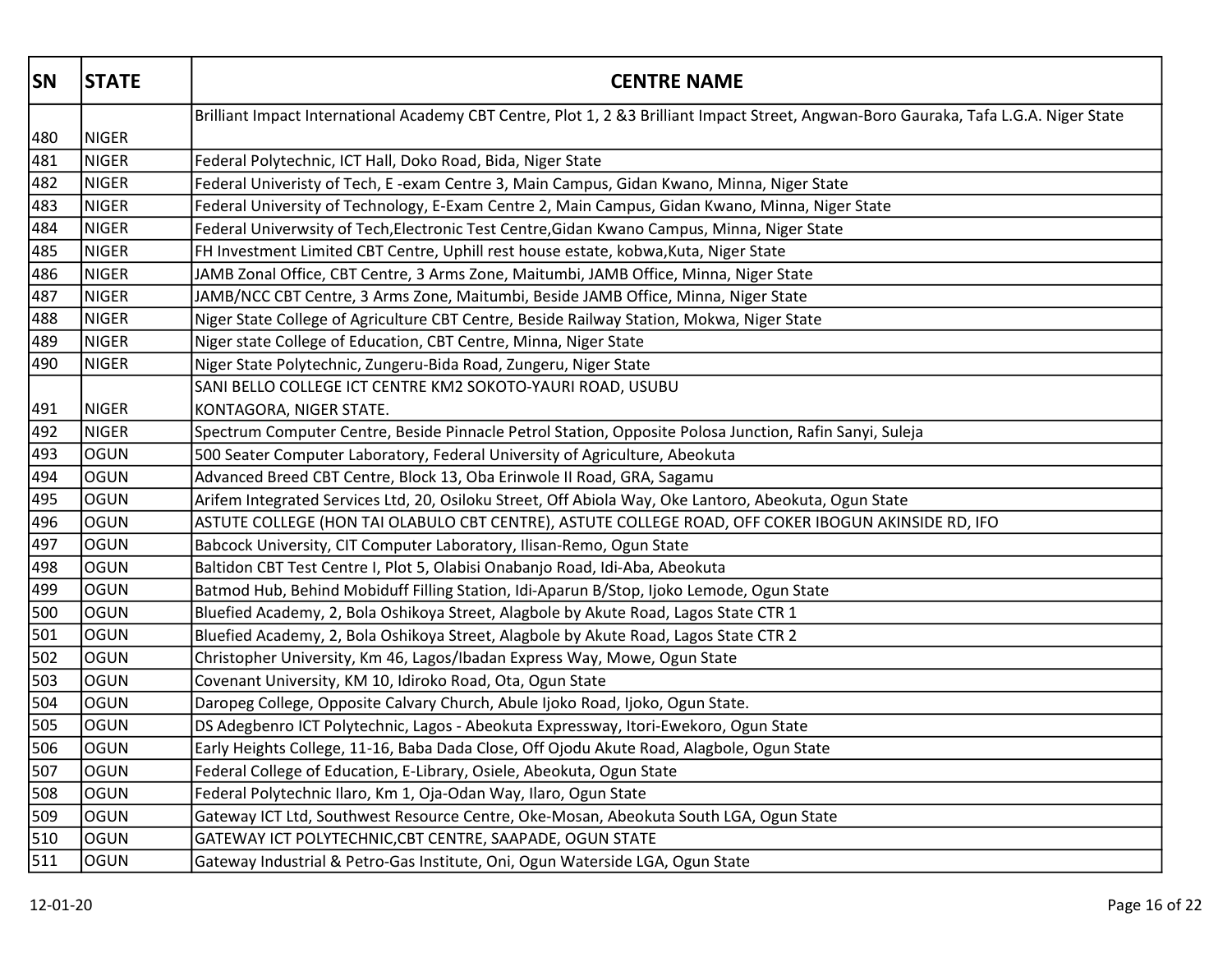| SN | STATE | CENTRE NAME |
|---|---|---|
| 480 | NIGER | Brilliant Impact International Academy CBT Centre, Plot 1, 2 &3 Brilliant Impact Street, Angwan-Boro Gauraka, Tafa L.G.A. Niger State |
| 481 | NIGER | Federal Polytechnic, ICT Hall, Doko Road, Bida, Niger State |
| 482 | NIGER | Federal Univeristy of Tech, E -exam Centre 3, Main Campus, Gidan Kwano, Minna, Niger State |
| 483 | NIGER | Federal University of Technology, E-Exam Centre 2, Main Campus, Gidan Kwano, Minna, Niger State |
| 484 | NIGER | Federal Univerwsity of Tech,Electronic Test Centre,Gidan Kwano Campus, Minna, Niger State |
| 485 | NIGER | FH Investment Limited CBT Centre, Uphill rest house estate, kobwa,Kuta, Niger State |
| 486 | NIGER | JAMB Zonal Office, CBT Centre, 3 Arms Zone, Maitumbi, JAMB Office, Minna, Niger State |
| 487 | NIGER | JAMB/NCC CBT Centre, 3 Arms Zone, Maitumbi, Beside JAMB Office, Minna, Niger State |
| 488 | NIGER | Niger State College of Agriculture CBT Centre, Beside Railway Station, Mokwa, Niger State |
| 489 | NIGER | Niger state College of Education, CBT Centre, Minna, Niger State |
| 490 | NIGER | Niger State Polytechnic, Zungeru-Bida Road, Zungeru, Niger State |
| 491 | NIGER | SANI BELLO COLLEGE ICT CENTRE KM2 SOKOTO-YAURI ROAD, USUBU KONTAGORA, NIGER STATE. |
| 492 | NIGER | Spectrum Computer Centre, Beside Pinnacle Petrol Station, Opposite Polosa Junction, Rafin Sanyi, Suleja |
| 493 | OGUN | 500 Seater Computer Laboratory, Federal University of Agriculture, Abeokuta |
| 494 | OGUN | Advanced Breed CBT Centre, Block 13, Oba Erinwole II Road, GRA, Sagamu |
| 495 | OGUN | Arifem Integrated Services Ltd, 20, Osiloku Street, Off Abiola Way, Oke Lantoro, Abeokuta, Ogun State |
| 496 | OGUN | ASTUTE COLLEGE (HON TAI OLABULO CBT CENTRE), ASTUTE COLLEGE ROAD, OFF COKER IBOGUN AKINSIDE RD, IFO |
| 497 | OGUN | Babcock University, CIT Computer Laboratory, Ilisan-Remo, Ogun State |
| 498 | OGUN | Baltidon CBT Test Centre I, Plot 5, Olabisi Onabanjo Road, Idi-Aba, Abeokuta |
| 499 | OGUN | Batmod Hub, Behind Mobiduff Filling Station, Idi-Aparun B/Stop, Ijoko Lemode, Ogun State |
| 500 | OGUN | Bluefied Academy, 2, Bola Oshikoya Street, Alagbole by Akute Road, Lagos State CTR 1 |
| 501 | OGUN | Bluefied Academy, 2, Bola Oshikoya Street, Alagbole by Akute Road, Lagos State CTR 2 |
| 502 | OGUN | Christopher University, Km 46, Lagos/Ibadan Express Way, Mowe, Ogun State |
| 503 | OGUN | Covenant University, KM 10, Idiroko Road, Ota, Ogun State |
| 504 | OGUN | Daropeg College, Opposite Calvary Church, Abule Ijoko Road, Ijoko, Ogun State. |
| 505 | OGUN | DS Adegbenro ICT Polytechnic, Lagos - Abeokuta Expressway, Itori-Ewekoro, Ogun State |
| 506 | OGUN | Early Heights College, 11-16, Baba Dada Close, Off Ojodu Akute Road, Alagbole, Ogun State |
| 507 | OGUN | Federal College of Education, E-Library, Osiele, Abeokuta, Ogun State |
| 508 | OGUN | Federal Polytechnic Ilaro, Km 1, Oja-Odan Way, Ilaro, Ogun State |
| 509 | OGUN | Gateway ICT Ltd, Southwest Resource Centre, Oke-Mosan, Abeokuta South LGA, Ogun State |
| 510 | OGUN | GATEWAY ICT POLYTECHNIC,CBT CENTRE, SAAPADE, OGUN STATE |
| 511 | OGUN | Gateway Industrial & Petro-Gas Institute, Oni, Ogun Waterside LGA, Ogun State |

12-01-20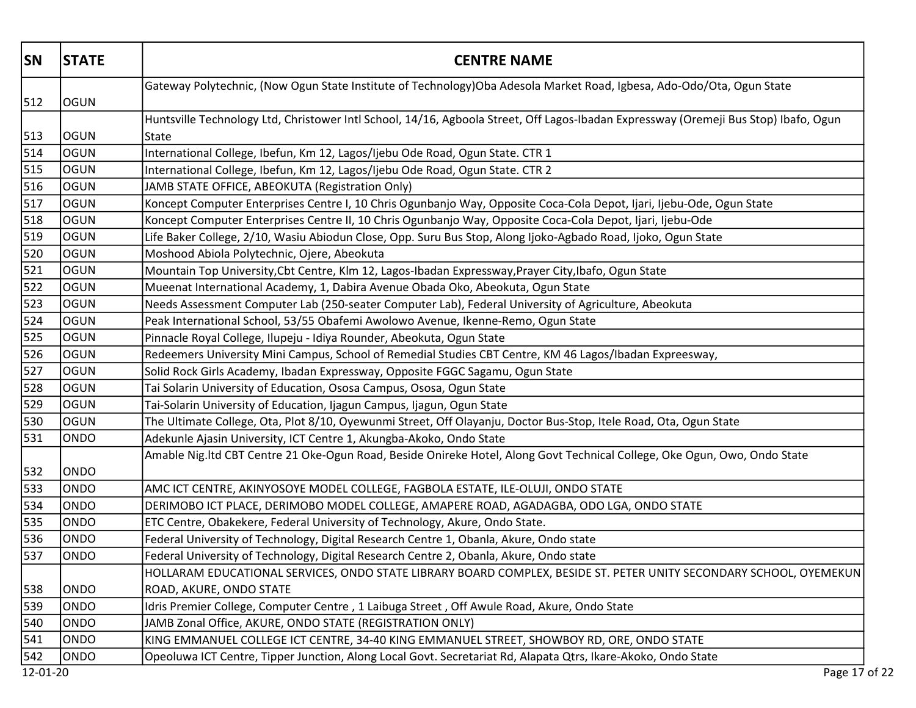| SN | STATE | CENTRE NAME |
|---|---|---|
| 512 | OGUN | Gateway Polytechnic, (Now Ogun State Institute of Technology)Oba Adesola Market Road, Igbesa, Ado-Odo/Ota, Ogun State |
| 513 | OGUN | Huntsville Technology Ltd, Christower Intl School, 14/16, Agboola Street, Off Lagos-Ibadan Expressway (Oremeji Bus Stop) Ibafo, Ogun State |
| 514 | OGUN | International College, Ibefun, Km 12, Lagos/Ijebu Ode Road, Ogun State. CTR 1 |
| 515 | OGUN | International College, Ibefun, Km 12, Lagos/Ijebu Ode Road, Ogun State. CTR 2 |
| 516 | OGUN | JAMB STATE OFFICE, ABEOKUTA (Registration Only) |
| 517 | OGUN | Koncept Computer Enterprises Centre I, 10 Chris Ogunbanjo Way, Opposite Coca-Cola Depot, Ijari, Ijebu-Ode, Ogun State |
| 518 | OGUN | Koncept Computer Enterprises Centre II, 10 Chris Ogunbanjo Way, Opposite Coca-Cola Depot, Ijari, Ijebu-Ode |
| 519 | OGUN | Life Baker College, 2/10, Wasiu Abiodun Close, Opp. Suru Bus Stop, Along Ijoko-Agbado Road, Ijoko, Ogun State |
| 520 | OGUN | Moshood Abiola Polytechnic, Ojere, Abeokuta |
| 521 | OGUN | Mountain Top University,Cbt Centre, Klm 12, Lagos-Ibadan Expressway,Prayer City,Ibafo, Ogun State |
| 522 | OGUN | Mueenat International Academy, 1, Dabira Avenue Obada Oko, Abeokuta, Ogun State |
| 523 | OGUN | Needs Assessment Computer Lab (250-seater Computer Lab), Federal University of Agriculture, Abeokuta |
| 524 | OGUN | Peak International School, 53/55 Obafemi Awolowo Avenue, Ikenne-Remo, Ogun State |
| 525 | OGUN | Pinnacle Royal College, Ilupeju - Idiya Rounder, Abeokuta, Ogun State |
| 526 | OGUN | Redeemers University Mini Campus, School of Remedial Studies CBT Centre, KM 46 Lagos/Ibadan Expreesway, |
| 527 | OGUN | Solid Rock Girls Academy, Ibadan Expressway, Opposite FGGC Sagamu, Ogun State |
| 528 | OGUN | Tai Solarin University of Education, Ososa Campus, Ososa, Ogun State |
| 529 | OGUN | Tai-Solarin University of Education, Ijagun Campus, Ijagun, Ogun State |
| 530 | OGUN | The Ultimate College, Ota, Plot 8/10, Oyewunmi Street, Off Olayanju, Doctor Bus-Stop, Itele Road, Ota, Ogun State |
| 531 | ONDO | Adekunle Ajasin University, ICT Centre 1, Akungba-Akoko, Ondo State |
| 532 | ONDO | Amable Nig.ltd CBT Centre 21 Oke-Ogun Road, Beside Onireke Hotel, Along Govt Technical College, Oke Ogun, Owo, Ondo State |
| 533 | ONDO | AMC ICT CENTRE, AKINYOSOYE MODEL COLLEGE, FAGBOLA ESTATE, ILE-OLUJI, ONDO STATE |
| 534 | ONDO | DERIMOBO ICT PLACE, DERIMOBO MODEL COLLEGE, AMAPERE ROAD, AGADAGBA, ODO LGA, ONDO STATE |
| 535 | ONDO | ETC Centre, Obakekere, Federal University of Technology, Akure, Ondo State. |
| 536 | ONDO | Federal University of Technology, Digital Research Centre 1, Obanla, Akure, Ondo state |
| 537 | ONDO | Federal University of Technology, Digital Research Centre 2, Obanla, Akure, Ondo state |
| 538 | ONDO | HOLLARAM EDUCATIONAL SERVICES, ONDO STATE LIBRARY BOARD COMPLEX, BESIDE ST. PETER UNITY SECONDARY SCHOOL, OYEMEKUN ROAD, AKURE, ONDO STATE |
| 539 | ONDO | Idris Premier College, Computer Centre , 1 Laibuga Street , Off Awule Road, Akure, Ondo State |
| 540 | ONDO | JAMB Zonal Office, AKURE, ONDO STATE (REGISTRATION ONLY) |
| 541 | ONDO | KING EMMANUEL COLLEGE ICT CENTRE, 34-40 KING EMMANUEL STREET, SHOWBOY RD, ORE, ONDO STATE |
| 542 | ONDO | Opeoluwa ICT Centre, Tipper Junction, Along Local Govt. Secretariat Rd, Alapata Qtrs, Ikare-Akoko, Ondo State |

12-01-20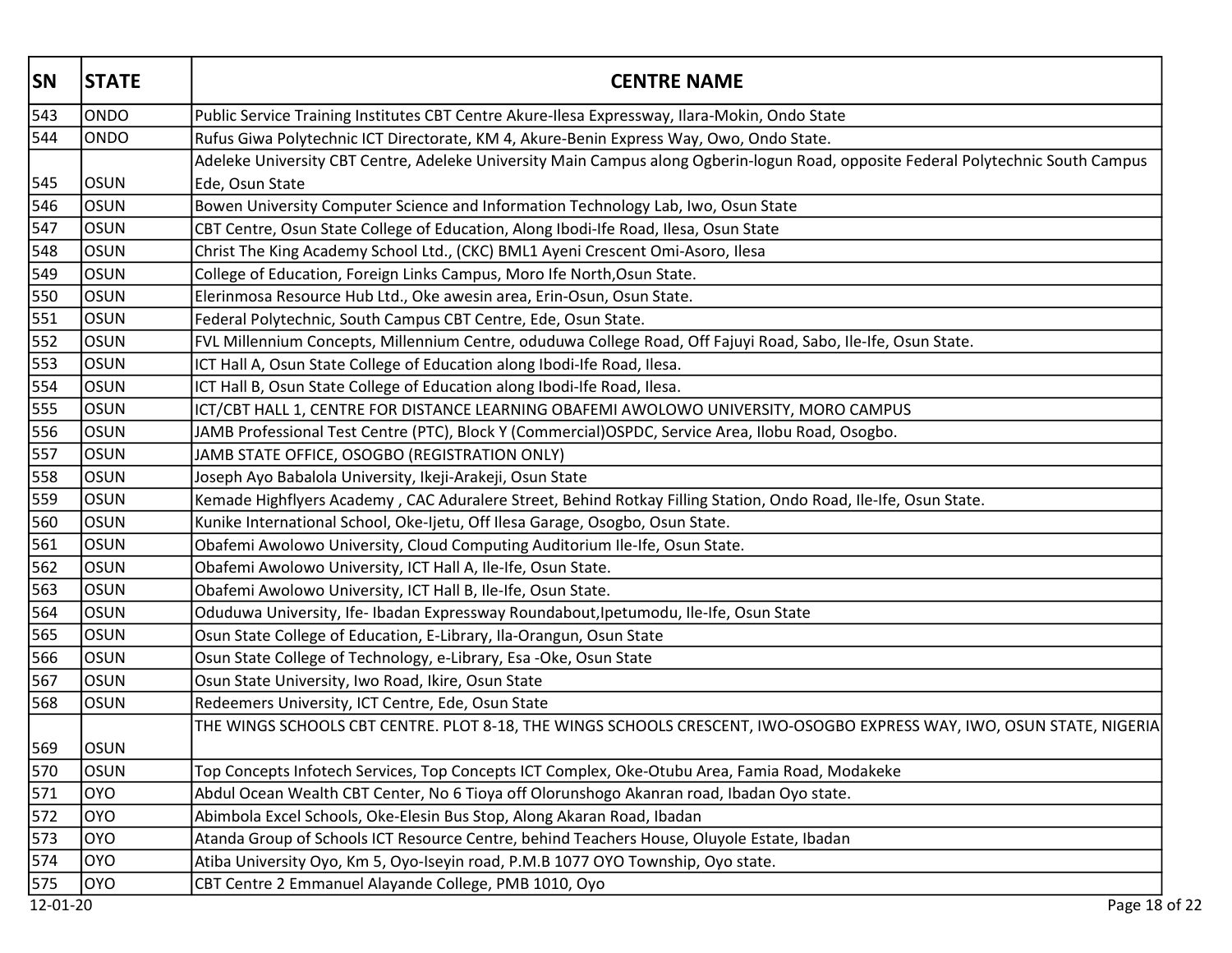| SN | STATE | CENTRE NAME |
|---|---|---|
| 543 | ONDO | Public Service Training Institutes CBT Centre Akure-Ilesa Expressway, Ilara-Mokin, Ondo State |
| 544 | ONDO | Rufus Giwa Polytechnic ICT Directorate, KM 4, Akure-Benin Express Way, Owo, Ondo State. |
| 545 | OSUN | Adeleke University CBT Centre, Adeleke University Main Campus along Ogberin-logun Road, opposite Federal Polytechnic South Campus Ede, Osun State |
| 546 | OSUN | Bowen University Computer Science and Information Technology Lab, Iwo, Osun State |
| 547 | OSUN | CBT Centre, Osun State College of Education, Along Ibodi-Ife Road, Ilesa, Osun State |
| 548 | OSUN | Christ The King Academy School Ltd., (CKC) BML1 Ayeni Crescent Omi-Asoro, Ilesa |
| 549 | OSUN | College of Education, Foreign Links Campus, Moro Ife North,Osun State. |
| 550 | OSUN | Elerinmosa Resource Hub Ltd., Oke awesin area, Erin-Osun, Osun State. |
| 551 | OSUN | Federal Polytechnic, South Campus CBT Centre, Ede, Osun State. |
| 552 | OSUN | FVL Millennium Concepts, Millennium Centre, oduduwa College Road, Off Fajuyi Road, Sabo, Ile-Ife, Osun State. |
| 553 | OSUN | ICT Hall A, Osun State College of Education along Ibodi-Ife Road, Ilesa. |
| 554 | OSUN | ICT Hall B, Osun State College of Education along Ibodi-Ife Road, Ilesa. |
| 555 | OSUN | ICT/CBT HALL 1, CENTRE FOR DISTANCE LEARNING OBAFEMI AWOLOWO UNIVERSITY, MORO CAMPUS |
| 556 | OSUN | JAMB Professional Test Centre (PTC), Block Y (Commercial)OSPDC, Service Area, Ilobu Road, Osogbo. |
| 557 | OSUN | JAMB STATE OFFICE, OSOGBO (REGISTRATION ONLY) |
| 558 | OSUN | Joseph Ayo Babalola University, Ikeji-Arakeji, Osun State |
| 559 | OSUN | Kemade Highflyers Academy , CAC Aduralere Street, Behind Rotkay Filling Station, Ondo Road, Ile-Ife, Osun State. |
| 560 | OSUN | Kunike International School, Oke-Ijetu, Off Ilesa Garage, Osogbo, Osun State. |
| 561 | OSUN | Obafemi Awolowo University, Cloud Computing Auditorium Ile-Ife, Osun State. |
| 562 | OSUN | Obafemi Awolowo University, ICT Hall A, Ile-Ife, Osun State. |
| 563 | OSUN | Obafemi Awolowo University, ICT Hall B, Ile-Ife, Osun State. |
| 564 | OSUN | Oduduwa University, Ife- Ibadan Expressway Roundabout,Ipetumodu, Ile-Ife, Osun State |
| 565 | OSUN | Osun State College of Education, E-Library, Ila-Orangun, Osun State |
| 566 | OSUN | Osun State College of Technology, e-Library, Esa -Oke, Osun State |
| 567 | OSUN | Osun State University, Iwo Road, Ikire, Osun State |
| 568 | OSUN | Redeemers University, ICT Centre, Ede, Osun State |
| 569 | OSUN | THE WINGS SCHOOLS CBT CENTRE. PLOT 8-18, THE WINGS SCHOOLS CRESCENT, IWO-OSOGBO EXPRESS WAY, IWO, OSUN STATE, NIGERIA |
| 570 | OSUN | Top Concepts Infotech Services, Top Concepts ICT Complex, Oke-Otubu Area, Famia Road, Modakeke |
| 571 | OYO | Abdul Ocean Wealth CBT Center, No 6 Tioya off Olorunshogo Akanran road, Ibadan Oyo state. |
| 572 | OYO | Abimbola Excel Schools, Oke-Elesin Bus Stop, Along Akaran Road, Ibadan |
| 573 | OYO | Atanda Group of Schools ICT Resource Centre, behind Teachers House, Oluyole Estate, Ibadan |
| 574 | OYO | Atiba University Oyo, Km 5, Oyo-Iseyin road, P.M.B 1077 OYO Township, Oyo state. |
| 575 | OYO | CBT Centre 2 Emmanuel Alayande College, PMB 1010, Oyo |

12-01-20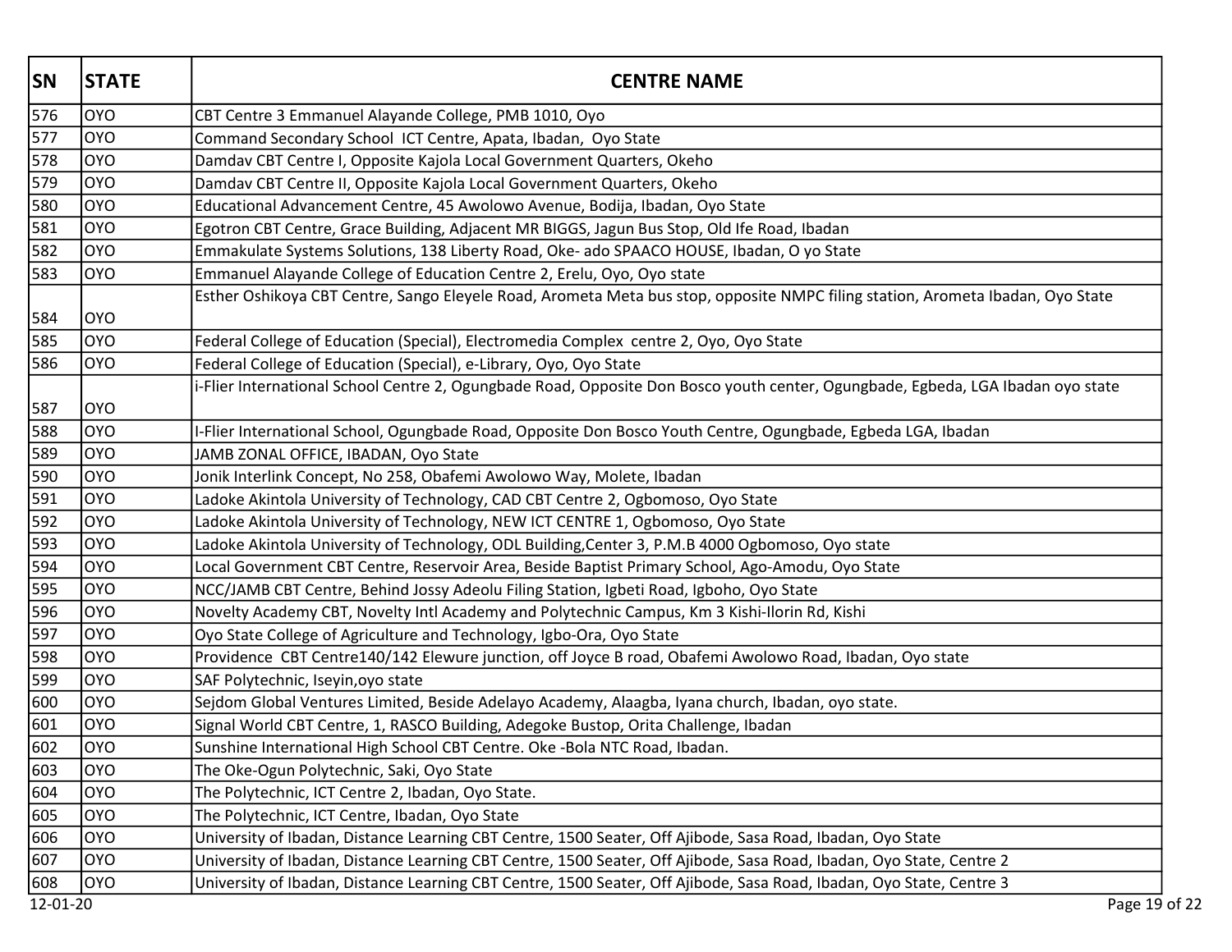| SN | STATE | CENTRE NAME |
|---|---|---|
| 576 | OYO | CBT Centre 3 Emmanuel Alayande College, PMB 1010, Oyo |
| 577 | OYO | Command Secondary School  ICT Centre, Apata, Ibadan,  Oyo State |
| 578 | OYO | Damdav CBT Centre I, Opposite Kajola Local Government Quarters, Okeho |
| 579 | OYO | Damdav CBT Centre II, Opposite Kajola Local Government Quarters, Okeho |
| 580 | OYO | Educational Advancement Centre, 45 Awolowo Avenue, Bodija, Ibadan, Oyo State |
| 581 | OYO | Egotron CBT Centre, Grace Building, Adjacent MR BIGGS, Jagun Bus Stop, Old Ife Road, Ibadan |
| 582 | OYO | Emmakulate Systems Solutions, 138 Liberty Road, Oke- ado SPAACO HOUSE, Ibadan, O yo State |
| 583 | OYO | Emmanuel Alayande College of Education Centre 2, Erelu, Oyo, Oyo state |
| 584 | OYO | Esther Oshikoya CBT Centre, Sango Eleyele Road, Arometa Meta bus stop, opposite NMPC filing station, Arometa Ibadan, Oyo State |
| 585 | OYO | Federal College of Education (Special), Electromedia Complex  centre 2, Oyo, Oyo State |
| 586 | OYO | Federal College of Education (Special), e-Library, Oyo, Oyo State |
| 587 | OYO | i-Flier International School Centre 2, Ogungbade Road, Opposite Don Bosco youth center, Ogungbade, Egbeda, LGA Ibadan oyo state |
| 588 | OYO | I-Flier International School, Ogungbade Road, Opposite Don Bosco Youth Centre, Ogungbade, Egbeda LGA, Ibadan |
| 589 | OYO | JAMB ZONAL OFFICE, IBADAN, Oyo State |
| 590 | OYO | Jonik Interlink Concept, No 258, Obafemi Awolowo Way, Molete, Ibadan |
| 591 | OYO | Ladoke Akintola University of Technology, CAD CBT Centre 2, Ogbomoso, Oyo State |
| 592 | OYO | Ladoke Akintola University of Technology, NEW ICT CENTRE 1, Ogbomoso, Oyo State |
| 593 | OYO | Ladoke Akintola University of Technology, ODL Building,Center 3, P.M.B 4000 Ogbomoso, Oyo state |
| 594 | OYO | Local Government CBT Centre, Reservoir Area, Beside Baptist Primary School, Ago-Amodu, Oyo State |
| 595 | OYO | NCC/JAMB CBT Centre, Behind Jossy Adeolu Filing Station, Igbeti Road, Igboho, Oyo State |
| 596 | OYO | Novelty Academy CBT, Novelty Intl Academy and Polytechnic Campus, Km 3 Kishi-Ilorin Rd, Kishi |
| 597 | OYO | Oyo State College of Agriculture and Technology, Igbo-Ora, Oyo State |
| 598 | OYO | Providence  CBT Centre140/142 Elewure junction, off Joyce B road, Obafemi Awolowo Road, Ibadan, Oyo state |
| 599 | OYO | SAF Polytechnic, Iseyin,oyo state |
| 600 | OYO | Sejdom Global Ventures Limited, Beside Adelayo Academy, Alaagba, Iyana church, Ibadan, oyo state. |
| 601 | OYO | Signal World CBT Centre, 1, RASCO Building, Adegoke Bustop, Orita Challenge, Ibadan |
| 602 | OYO | Sunshine International High School CBT Centre. Oke -Bola NTC Road, Ibadan. |
| 603 | OYO | The Oke-Ogun Polytechnic, Saki, Oyo State |
| 604 | OYO | The Polytechnic, ICT Centre 2, Ibadan, Oyo State. |
| 605 | OYO | The Polytechnic, ICT Centre, Ibadan, Oyo State |
| 606 | OYO | University of Ibadan, Distance Learning CBT Centre, 1500 Seater, Off Ajibode, Sasa Road, Ibadan, Oyo State |
| 607 | OYO | University of Ibadan, Distance Learning CBT Centre, 1500 Seater, Off Ajibode, Sasa Road, Ibadan, Oyo State, Centre 2 |
| 608 | OYO | University of Ibadan, Distance Learning CBT Centre, 1500 Seater, Off Ajibode, Sasa Road, Ibadan, Oyo State, Centre 3 |

12-01-20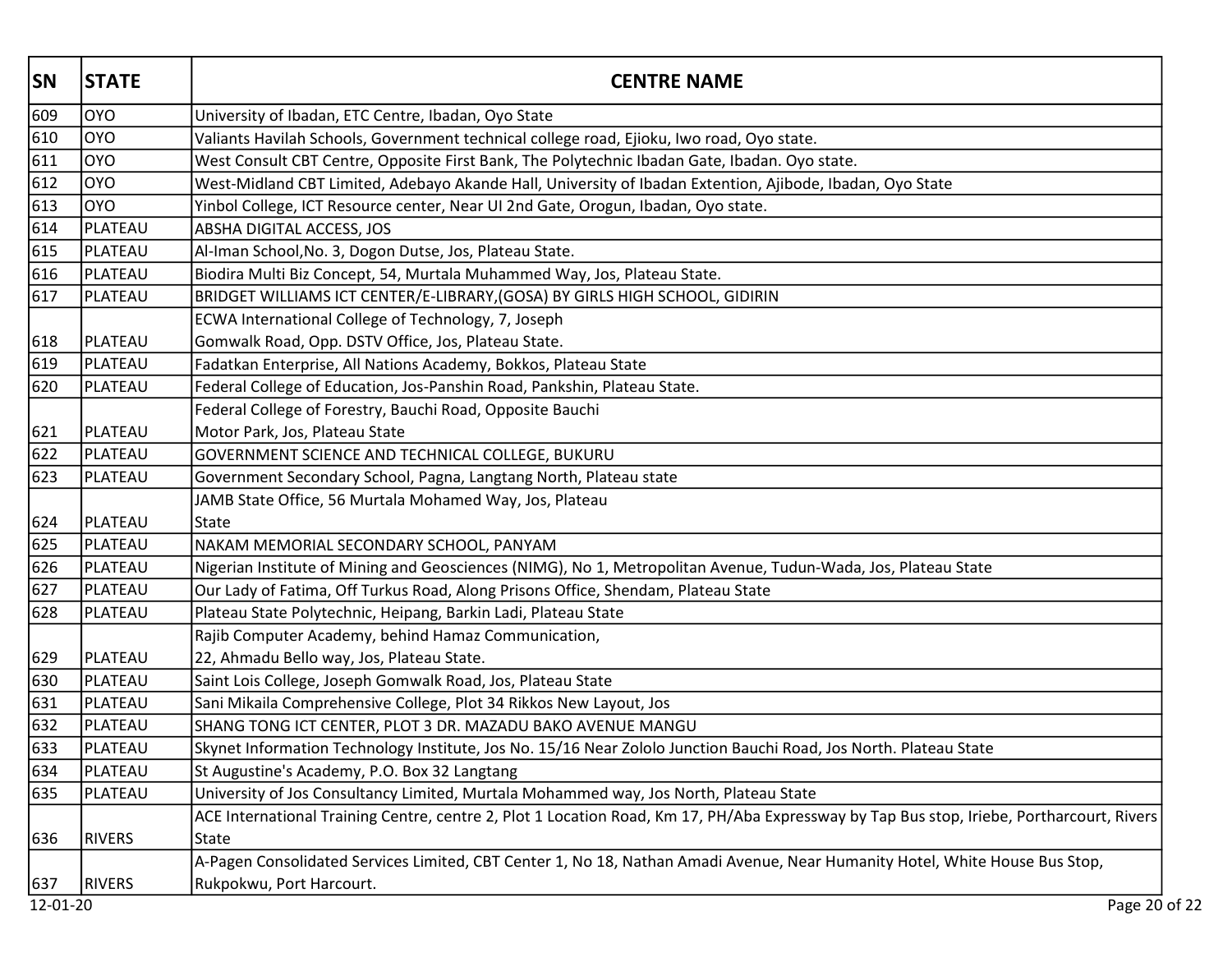| SN | STATE | CENTRE NAME |
|---|---|---|
| 609 | OYO | University of Ibadan, ETC Centre, Ibadan, Oyo State |
| 610 | OYO | Valiants Havilah Schools, Government technical college road, Ejioku, Iwo road, Oyo state. |
| 611 | OYO | West Consult CBT Centre, Opposite First Bank, The Polytechnic Ibadan Gate, Ibadan. Oyo state. |
| 612 | OYO | West-Midland CBT Limited, Adebayo Akande Hall, University of Ibadan Extention, Ajibode, Ibadan, Oyo State |
| 613 | OYO | Yinbol College, ICT Resource center, Near UI 2nd Gate, Orogun, Ibadan, Oyo state. |
| 614 | PLATEAU | ABSHA DIGITAL ACCESS, JOS |
| 615 | PLATEAU | Al-Iman School,No. 3, Dogon Dutse, Jos, Plateau State. |
| 616 | PLATEAU | Biodira Multi Biz Concept, 54, Murtala Muhammed Way, Jos, Plateau State. |
| 617 | PLATEAU | BRIDGET WILLIAMS ICT CENTER/E-LIBRARY,(GOSA) BY GIRLS HIGH SCHOOL, GIDIRIN |
| 618 | PLATEAU | ECWA International College of Technology, 7, Joseph Gomwalk Road, Opp. DSTV Office, Jos, Plateau State. |
| 619 | PLATEAU | Fadatkan Enterprise, All Nations Academy, Bokkos, Plateau State |
| 620 | PLATEAU | Federal College of Education, Jos-Panshin Road, Pankshin, Plateau State. |
| 621 | PLATEAU | Federal College of Forestry, Bauchi Road, Opposite Bauchi Motor Park, Jos, Plateau State |
| 622 | PLATEAU | GOVERNMENT SCIENCE AND TECHNICAL COLLEGE, BUKURU |
| 623 | PLATEAU | Government Secondary School, Pagna, Langtang North, Plateau state |
| 624 | PLATEAU | JAMB State Office, 56 Murtala Mohamed Way, Jos, Plateau State |
| 625 | PLATEAU | NAKAM MEMORIAL SECONDARY SCHOOL, PANYAM |
| 626 | PLATEAU | Nigerian Institute of Mining and Geosciences (NIMG), No 1, Metropolitan Avenue, Tudun-Wada, Jos, Plateau State |
| 627 | PLATEAU | Our Lady of Fatima, Off Turkus Road, Along Prisons Office, Shendam, Plateau State |
| 628 | PLATEAU | Plateau State Polytechnic, Heipang, Barkin Ladi, Plateau State |
| 629 | PLATEAU | Rajib Computer Academy, behind Hamaz Communication, 22, Ahmadu Bello way, Jos, Plateau State. |
| 630 | PLATEAU | Saint Lois College, Joseph Gomwalk Road, Jos, Plateau State |
| 631 | PLATEAU | Sani Mikaila Comprehensive College, Plot 34 Rikkos New Layout, Jos |
| 632 | PLATEAU | SHANG TONG ICT CENTER, PLOT 3 DR. MAZADU BAKO AVENUE MANGU |
| 633 | PLATEAU | Skynet Information Technology Institute, Jos No. 15/16 Near Zololo Junction Bauchi Road, Jos North. Plateau State |
| 634 | PLATEAU | St Augustine's Academy, P.O. Box 32 Langtang |
| 635 | PLATEAU | University of Jos Consultancy Limited, Murtala Mohammed way, Jos North, Plateau State |
| 636 | RIVERS | ACE International Training Centre, centre 2, Plot 1 Location Road, Km 17, PH/Aba Expressway by Tap Bus stop, Iriebe, Portharcourt, Rivers State |
| 637 | RIVERS | A-Pagen Consolidated Services Limited, CBT Center 1, No 18, Nathan Amadi Avenue, Near Humanity Hotel, White House Bus Stop, Rukpokwu, Port Harcourt. |

12-01-20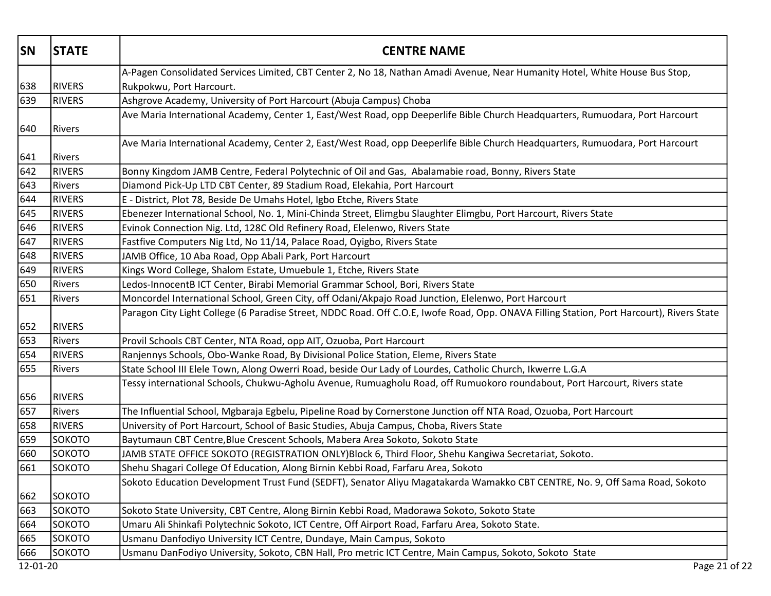| SN | STATE | CENTRE NAME |
|---|---|---|
| 638 | RIVERS | A-Pagen Consolidated Services Limited, CBT Center 2, No 18, Nathan Amadi Avenue, Near Humanity Hotel, White House Bus Stop, Rukpokwu, Port Harcourt. |
| 639 | RIVERS | Ashgrove Academy, University of Port Harcourt (Abuja Campus) Choba |
| 640 | Rivers | Ave Maria International Academy, Center 1, East/West Road, opp Deeperlife Bible Church Headquarters, Rumuodara, Port Harcourt |
| 641 | Rivers | Ave Maria International Academy, Center 2, East/West Road, opp Deeperlife Bible Church Headquarters, Rumuodara, Port Harcourt |
| 642 | RIVERS | Bonny Kingdom JAMB Centre, Federal Polytechnic of Oil and Gas,  Abalamabie road, Bonny, Rivers State |
| 643 | Rivers | Diamond Pick-Up LTD CBT Center, 89 Stadium Road, Elekahia, Port Harcourt |
| 644 | RIVERS | E - District, Plot 78, Beside De Umahs Hotel, Igbo Etche, Rivers State |
| 645 | RIVERS | Ebenezer International School, No. 1, Mini-Chinda Street, Elimgbu Slaughter Elimgbu, Port Harcourt, Rivers State |
| 646 | RIVERS | Evinok Connection Nig. Ltd, 128C Old Refinery Road, Elelenwo, Rivers State |
| 647 | RIVERS | Fastfive Computers Nig Ltd, No 11/14, Palace Road, Oyigbo, Rivers State |
| 648 | RIVERS | JAMB Office, 10 Aba Road, Opp Abali Park, Port Harcourt |
| 649 | RIVERS | Kings Word College, Shalom Estate, Umuebule 1, Etche, Rivers State |
| 650 | Rivers | Ledos-InnocentB ICT Center, Birabi Memorial Grammar School, Bori, Rivers State |
| 651 | Rivers | Moncordel International School, Green City, off Odani/Akpajo Road Junction, Elelenwo, Port Harcourt |
| 652 | RIVERS | Paragon City Light College (6 Paradise Street, NDDC Road. Off C.O.E, Iwofe Road, Opp. ONAVA Filling Station, Port Harcourt), Rivers State |
| 653 | Rivers | Provil Schools CBT Center, NTA Road, opp AIT, Ozuoba, Port Harcourt |
| 654 | RIVERS | Ranjennys Schools, Obo-Wanke Road, By Divisional Police Station, Eleme, Rivers State |
| 655 | Rivers | State School III Elele Town, Along Owerri Road, beside Our Lady of Lourdes, Catholic Church, Ikwerre L.G.A |
| 656 | RIVERS | Tessy international Schools, Chukwu-Agholu Avenue, Rumuagholu Road, off Rumuokoro roundabout, Port Harcourt, Rivers state |
| 657 | Rivers | The Influential School, Mgbaraja Egbelu, Pipeline Road by Cornerstone Junction off NTA Road, Ozuoba, Port Harcourt |
| 658 | RIVERS | University of Port Harcourt, School of Basic Studies, Abuja Campus, Choba, Rivers State |
| 659 | SOKOTO | Baytumaun CBT Centre,Blue Crescent Schools, Mabera Area Sokoto, Sokoto State |
| 660 | SOKOTO | JAMB STATE OFFICE SOKOTO (REGISTRATION ONLY)Block 6, Third Floor, Shehu Kangiwa Secretariat, Sokoto. |
| 661 | SOKOTO | Shehu Shagari College Of Education, Along Birnin Kebbi Road, Farfaru Area, Sokoto |
| 662 | SOKOTO | Sokoto Education Development Trust Fund (SEDFT), Senator Aliyu Magatakarda Wamakko CBT CENTRE, No. 9, Off Sama Road, Sokoto |
| 663 | SOKOTO | Sokoto State University, CBT Centre, Along Birnin Kebbi Road, Madorawa Sokoto, Sokoto State |
| 664 | SOKOTO | Umaru Ali Shinkafi Polytechnic Sokoto, ICT Centre, Off Airport Road, Farfaru Area, Sokoto State. |
| 665 | SOKOTO | Usmanu Danfodiyo University ICT Centre, Dundaye, Main Campus, Sokoto |
| 666 | SOKOTO | Usmanu DanFodiyo University, Sokoto, CBN Hall, Pro metric ICT Centre, Main Campus, Sokoto, Sokoto  State |

12-01-20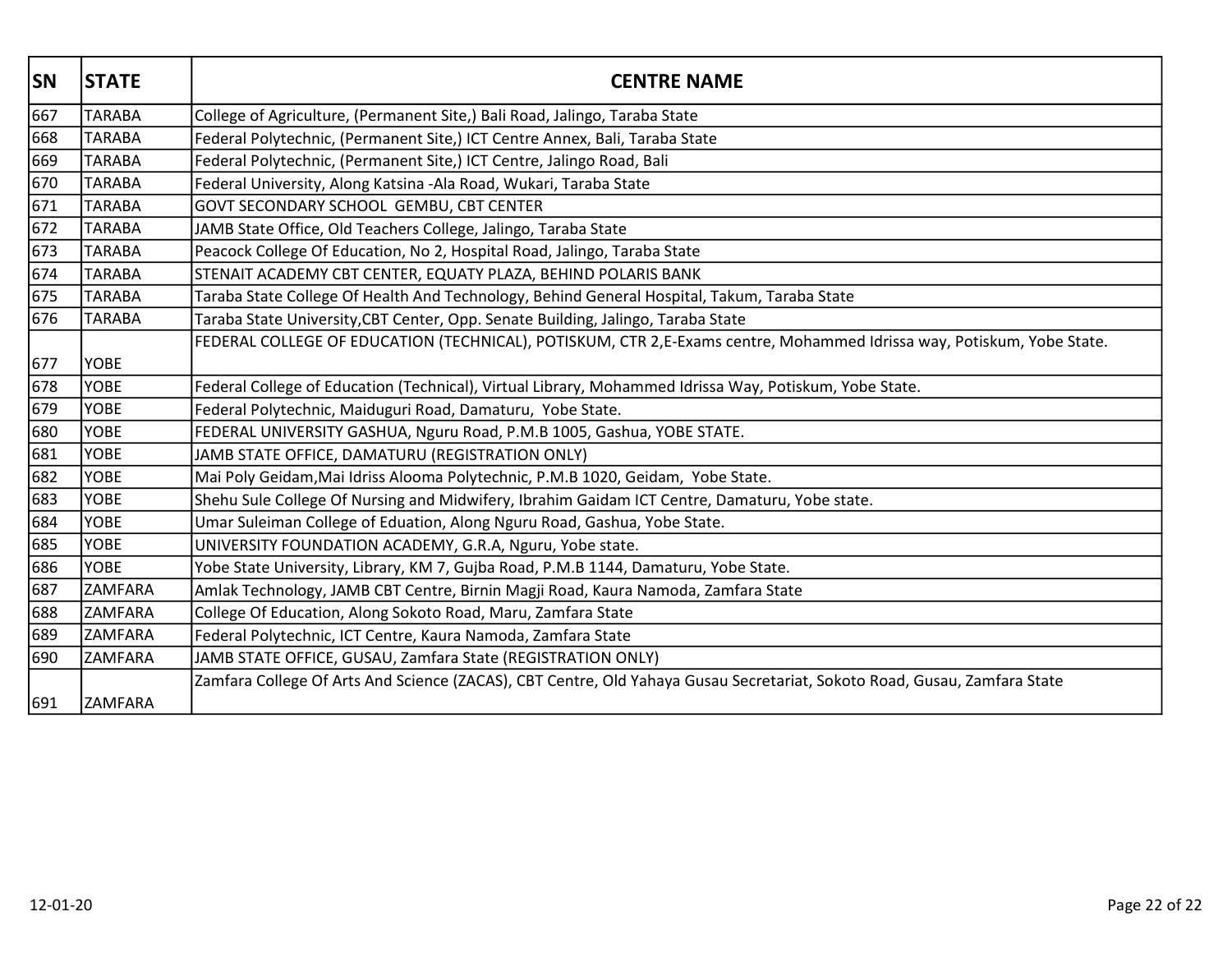| SN | STATE | CENTRE NAME |
|---|---|---|
| 667 | TARABA | College of Agriculture, (Permanent Site,) Bali Road, Jalingo, Taraba State |
| 668 | TARABA | Federal Polytechnic, (Permanent Site,) ICT Centre Annex, Bali, Taraba State |
| 669 | TARABA | Federal Polytechnic, (Permanent Site,) ICT Centre, Jalingo Road, Bali |
| 670 | TARABA | Federal University, Along Katsina -Ala Road, Wukari, Taraba State |
| 671 | TARABA | GOVT SECONDARY SCHOOL GEMBU, CBT CENTER |
| 672 | TARABA | JAMB State Office, Old Teachers College, Jalingo, Taraba State |
| 673 | TARABA | Peacock College Of Education, No 2, Hospital Road, Jalingo, Taraba State |
| 674 | TARABA | STENAIT ACADEMY CBT CENTER, EQUATY PLAZA, BEHIND POLARIS BANK |
| 675 | TARABA | Taraba State College Of Health And Technology, Behind General Hospital, Takum, Taraba State |
| 676 | TARABA | Taraba State University,CBT Center, Opp. Senate Building, Jalingo, Taraba State |
| 677 | YOBE | FEDERAL COLLEGE OF EDUCATION (TECHNICAL), POTISKUM, CTR 2,E-Exams centre, Mohammed Idrissa way, Potiskum, Yobe State. |
| 678 | YOBE | Federal College of Education (Technical), Virtual Library, Mohammed Idrissa Way, Potiskum, Yobe State. |
| 679 | YOBE | Federal Polytechnic, Maiduguri Road, Damaturu, Yobe State. |
| 680 | YOBE | FEDERAL UNIVERSITY GASHUA, Nguru Road, P.M.B 1005, Gashua, YOBE STATE. |
| 681 | YOBE | JAMB STATE OFFICE, DAMATURU (REGISTRATION ONLY) |
| 682 | YOBE | Mai Poly Geidam,Mai Idriss Alooma Polytechnic, P.M.B 1020, Geidam, Yobe State. |
| 683 | YOBE | Shehu Sule College Of Nursing and Midwifery, Ibrahim Gaidam ICT Centre, Damaturu, Yobe state. |
| 684 | YOBE | Umar Suleiman College of Eduation, Along Nguru Road, Gashua, Yobe State. |
| 685 | YOBE | UNIVERSITY FOUNDATION ACADEMY, G.R.A, Nguru, Yobe state. |
| 686 | YOBE | Yobe State University, Library, KM 7, Gujba Road, P.M.B 1144, Damaturu, Yobe State. |
| 687 | ZAMFARA | Amlak Technology, JAMB CBT Centre, Birnin Magji Road, Kaura Namoda, Zamfara State |
| 688 | ZAMFARA | College Of Education, Along Sokoto Road, Maru, Zamfara State |
| 689 | ZAMFARA | Federal Polytechnic, ICT Centre, Kaura Namoda, Zamfara State |
| 690 | ZAMFARA | JAMB STATE OFFICE, GUSAU, Zamfara State (REGISTRATION ONLY) |
| 691 | ZAMFARA | Zamfara College Of Arts And Science (ZACAS), CBT Centre, Old Yahaya Gusau Secretariat, Sokoto Road, Gusau, Zamfara State |

12-01-20